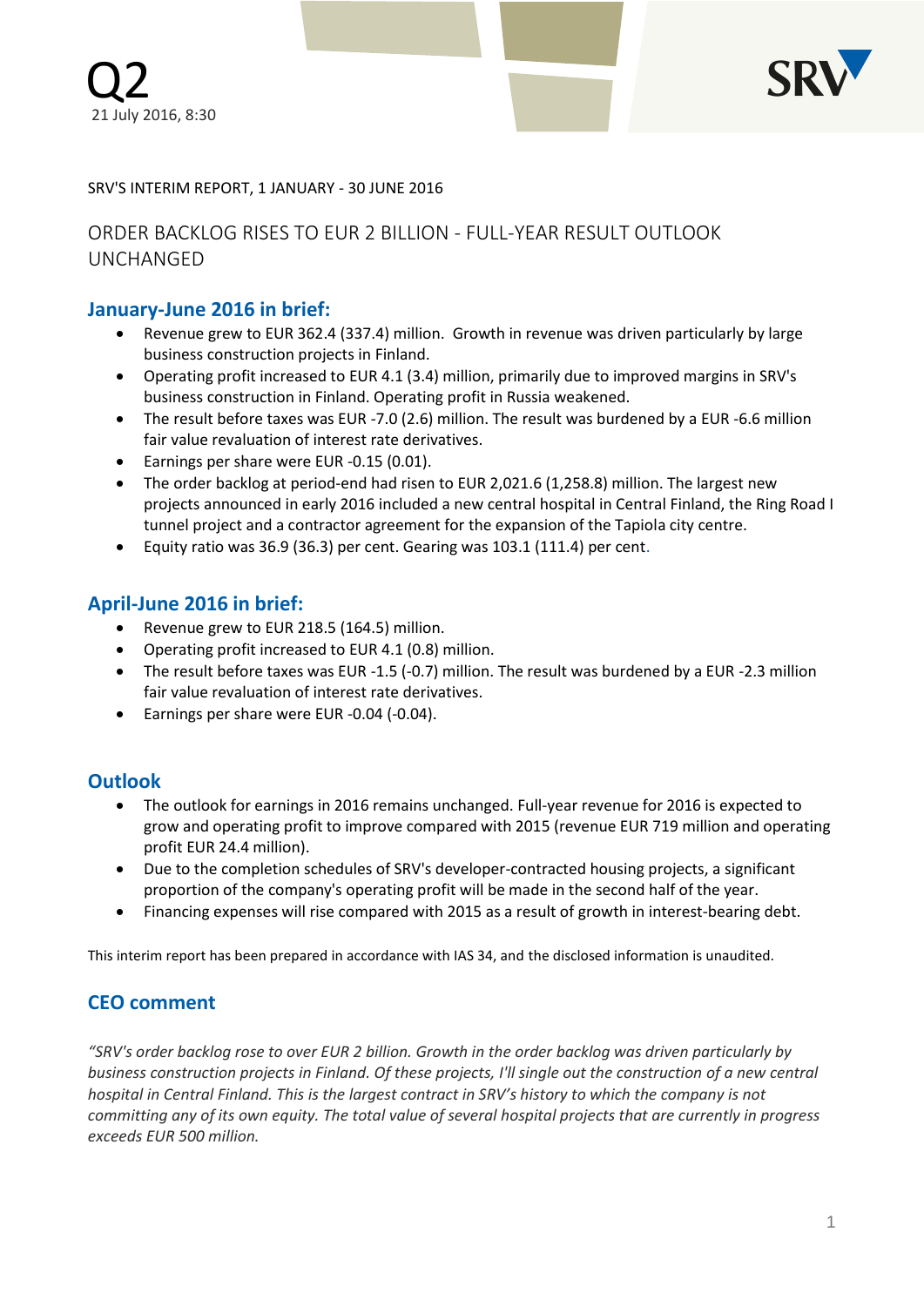# Q2

21 July 2016, 8:30

SRV'S INTERIM REPORT, 1 JANUARY - 30 JUNE 2016

ORDER BACKLOG RISES TO EUR 2 BILLION - FULL-YEAR RESULT OUTLOOK UNCHANGED

## January-June 2016 in brief:

- Revenue grew to EUR 362.4 (337.4) million. Growth in revenue was driven particularly by large business construction projects in Finland.
- Operating profit increased to EUR 4.1 (3.4) million, primarily due to improved margins in SRV's business construction in Finland. Operating profit in Russia weakened.
- The result before taxes was EUR -7.0 (2.6) million. The result was burdened by a EUR -6.6 million fair value revaluation of interest rate derivatives.
- Earnings per share were EUR -0.15 (0.01).
- The order backlog at period-end had risen to EUR 2,021.6 (1,258.8) million. The largest new projects announced in early 2016 included a new central hospital in Central Finland, the Ring Road I tunnel project and a contractor agreement for the expansion of the Tapiola city centre.
- Equity ratio was 36.9 (36.3) per cent. Gearing was 103.1 (111.4) per cent.

## April-June 2016 in brief:

- Revenue grew to EUR 218.5 (164.5) million.
- Operating profit increased to EUR 4.1 (0.8) million.
- The result before taxes was EUR -1.5 (-0.7) million. The result was burdened by a EUR -2.3 million fair value revaluation of interest rate derivatives.
- Earnings per share were EUR -0.04 (-0.04).

## Outlook

- The outlook for earnings in 2016 remains unchanged. Full-year revenue for 2016 is expected to grow and operating profit to improve compared with 2015 (revenue EUR 719 million and operating profit EUR 24.4 million).
- Due to the completion schedules of SRV's developer-contracted housing projects, a significant proportion of the company's operating profit will be made in the second half of the year.
- Financing expenses will rise compared with 2015 as a result of growth in interest-bearing debt.

This interim report has been prepared in accordance with IAS 34, and the disclosed information is unaudited.

## CEO comment

*"SRV's order backlog rose to over EUR 2 billion. Growth in the order backlog was driven particularly by business construction projects in Finland. Of these projects, I'll single out the construction of a new central hospital in Central Finland. This is the largest contract in SRV's history to which the company is not committing any of its own equity. The total value of several hospital projects that are currently in progress exceeds EUR 500 million.*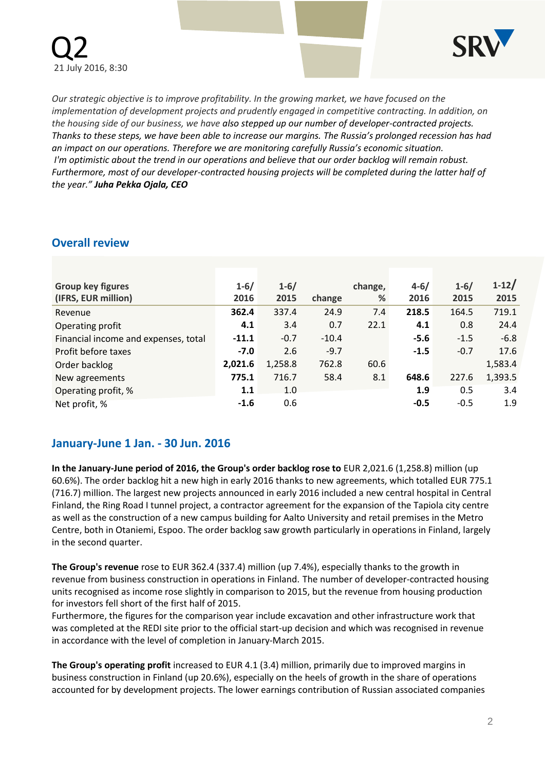# Q2

21 July 2016, 8:30

*Our strategic objective is to improve profitability. In the growing market, we have focused on the implementation of development projects and prudently engaged in competitive contracting. In addition, on the housing side of our business, we have also stepped up our number of developer-contracted projects. Thanks to these steps, we have been able to increase our margins. The Russia's prolonged recession has had an impact on our operations. Therefore we are monitoring carefully Russia's economic situation. I'm optimistic about the trend in our operations and believe that our order backlog will remain robust. Furthermore, most of our developer-contracted housing projects will be completed during the latter half of the year." **Juha Pekka Ojala, CEO***

## Overall review

| Group key figures (IFRS, EUR million) | 1-6/ 2016 | 1-6/ 2015 | change | change, % | 4-6/ 2016 | 1-6/ 2015 | 1-12/ 2015 |
|---|---|---|---|---|---|---|---|
| Revenue | **362.4** | 337.4 | 24.9 | 7.4 | **218.5** | 164.5 | 719.1 |
| Operating profit | **4.1** | 3.4 | 0.7 | 22.1 | **4.1** | 0.8 | 24.4 |
| Financial income and expenses, total | **-11.1** | -0.7 | -10.4 | | **-5.6** | -1.5 | -6.8 |
| Profit before taxes | **-7.0** | 2.6 | -9.7 | | **-1.5** | -0.7 | 17.6 |
| Order backlog | **2,021.6** | 1,258.8 | 762.8 | 60.6 | | | 1,583.4 |
| New agreements | **775.1** | 716.7 | 58.4 | 8.1 | **648.6** | 227.6 | 1,393.5 |
| Operating profit, % | **1.1** | 1.0 | | | **1.9** | 0.5 | 3.4 |
| Net profit, % | **-1.6** | 0.6 | | | **-0.5** | -0.5 | 1.9 |

## January-June 1 Jan. - 30 Jun. 2016

**In the January-June period of 2016, the Group's order backlog rose to** EUR 2,021.6 (1,258.8) million (up 60.6%). The order backlog hit a new high in early 2016 thanks to new agreements, which totalled EUR 775.1 (716.7) million. The largest new projects announced in early 2016 included a new central hospital in Central Finland, the Ring Road I tunnel project, a contractor agreement for the expansion of the Tapiola city centre as well as the construction of a new campus building for Aalto University and retail premises in the Metro Centre, both in Otaniemi, Espoo. The order backlog saw growth particularly in operations in Finland, largely in the second quarter.

**The Group's revenue** rose to EUR 362.4 (337.4) million (up 7.4%), especially thanks to the growth in revenue from business construction in operations in Finland. The number of developer-contracted housing units recognised as income rose slightly in comparison to 2015, but the revenue from housing production for investors fell short of the first half of 2015.
Furthermore, the figures for the comparison year include excavation and other infrastructure work that was completed at the REDI site prior to the official start-up decision and which was recognised in revenue in accordance with the level of completion in January-March 2015.

**The Group's operating profit** increased to EUR 4.1 (3.4) million, primarily due to improved margins in business construction in Finland (up 20.6%), especially on the heels of growth in the share of operations accounted for by development projects. The lower earnings contribution of Russian associated companies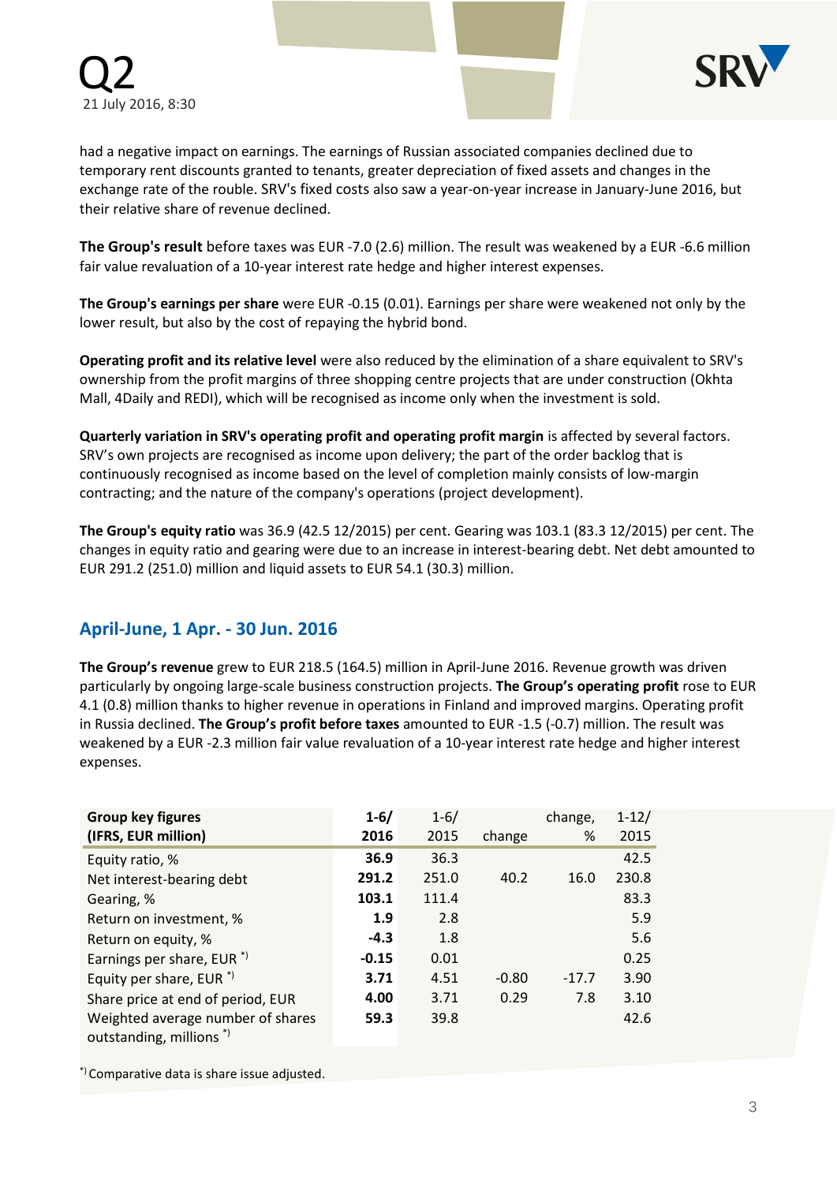had a negative impact on earnings. The earnings of Russian associated companies declined due to temporary rent discounts granted to tenants, greater depreciation of fixed assets and changes in the exchange rate of the rouble. SRV's fixed costs also saw a year-on-year increase in January-June 2016, but their relative share of revenue declined.

**The Group's result** before taxes was EUR -7.0 (2.6) million. The result was weakened by a EUR -6.6 million fair value revaluation of a 10-year interest rate hedge and higher interest expenses.

**The Group's earnings per share** were EUR -0.15 (0.01). Earnings per share were weakened not only by the lower result, but also by the cost of repaying the hybrid bond.

**Operating profit and its relative level** were also reduced by the elimination of a share equivalent to SRV's ownership from the profit margins of three shopping centre projects that are under construction (Okhta Mall, 4Daily and REDI), which will be recognised as income only when the investment is sold.

**Quarterly variation in SRV's operating profit and operating profit margin** is affected by several factors. SRV's own projects are recognised as income upon delivery; the part of the order backlog that is continuously recognised as income based on the level of completion mainly consists of low-margin contracting; and the nature of the company's operations (project development).

**The Group's equity ratio** was 36.9 (42.5 12/2015) per cent. Gearing was 103.1 (83.3 12/2015) per cent. The changes in equity ratio and gearing were due to an increase in interest-bearing debt. Net debt amounted to EUR 291.2 (251.0) million and liquid assets to EUR 54.1 (30.3) million.

## April-June, 1 Apr. - 30 Jun. 2016

**The Group's revenue** grew to EUR 218.5 (164.5) million in April-June 2016. Revenue growth was driven particularly by ongoing large-scale business construction projects. **The Group's operating profit** rose to EUR 4.1 (0.8) million thanks to higher revenue in operations in Finland and improved margins. Operating profit in Russia declined. **The Group's profit before taxes** amounted to EUR -1.5 (-0.7) million. The result was weakened by a EUR -2.3 million fair value revaluation of a 10-year interest rate hedge and higher interest expenses.

| **Group key figures (IFRS, EUR million)** | **1-6/ 2016** | 1-6/ 2015 | change | change, % | 1-12/ 2015 |
|---|---|---|---|---|---|
| Equity ratio, % | **36.9** | 36.3 | | | 42.5 |
| Net interest-bearing debt | **291.2** | 251.0 | 40.2 | 16.0 | 230.8 |
| Gearing, % | **103.1** | 111.4 | | | 83.3 |
| Return on investment, % | **1.9** | 2.8 | | | 5.9 |
| Return on equity, % | **-4.3** | 1.8 | | | 5.6 |
| Earnings per share, EUR *) | **-0.15** | 0.01 | | | 0.25 |
| Equity per share, EUR *) | **3.71** | 4.51 | -0.80 | -17.7 | 3.90 |
| Share price at end of period, EUR | **4.00** | 3.71 | 0.29 | 7.8 | 3.10 |
| Weighted average number of shares outstanding, millions *) | **59.3** | 39.8 | | | 42.6 |

*) Comparative data is share issue adjusted.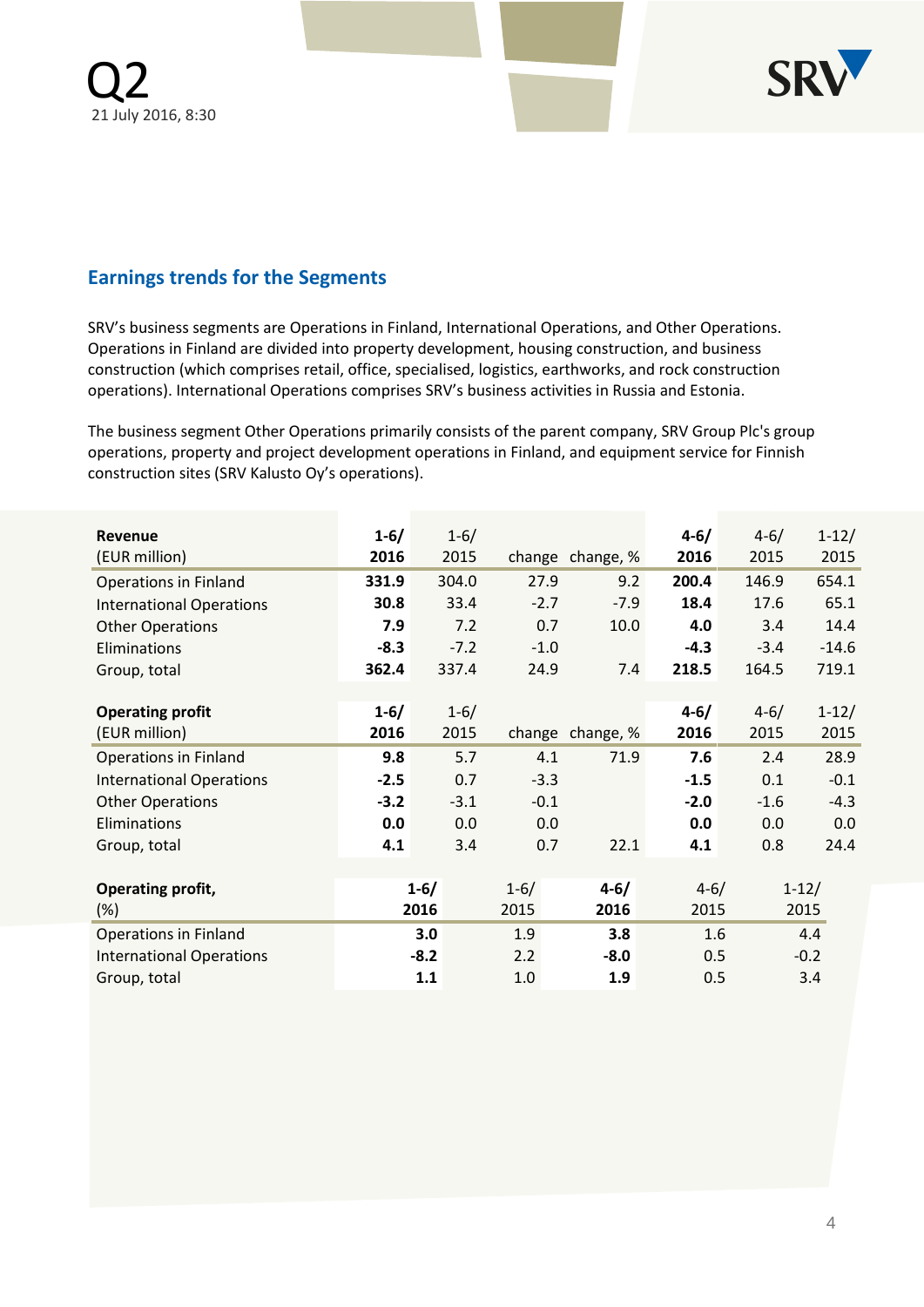## Earnings trends for the Segments

SRV's business segments are Operations in Finland, International Operations, and Other Operations. Operations in Finland are divided into property development, housing construction, and business construction (which comprises retail, office, specialised, logistics, earthworks, and rock construction operations). International Operations comprises SRV's business activities in Russia and Estonia.

The business segment Other Operations primarily consists of the parent company, SRV Group Plc's group operations, property and project development operations in Finland, and equipment service for Finnish construction sites (SRV Kalusto Oy's operations).

| **Revenue** (EUR million) | **1-6/ 2016** | 1-6/ 2015 | change | change, % | **4-6/ 2016** | 4-6/ 2015 | 1-12/ 2015 |
|---|---|---|---|---|---|---|---|
| Operations in Finland | **331.9** | 304.0 | 27.9 | 9.2 | **200.4** | 146.9 | 654.1 |
| International Operations | **30.8** | 33.4 | -2.7 | -7.9 | **18.4** | 17.6 | 65.1 |
| Other Operations | **7.9** | 7.2 | 0.7 | 10.0 | **4.0** | 3.4 | 14.4 |
| Eliminations | **-8.3** | -7.2 | -1.0 | | **-4.3** | -3.4 | -14.6 |
| Group, total | **362.4** | 337.4 | 24.9 | 7.4 | **218.5** | 164.5 | 719.1 |

| **Operating profit** (EUR million) | **1-6/ 2016** | 1-6/ 2015 | change | change, % | **4-6/ 2016** | 4-6/ 2015 | 1-12/ 2015 |
|---|---|---|---|---|---|---|---|
| Operations in Finland | **9.8** | 5.7 | 4.1 | 71.9 | **7.6** | 2.4 | 28.9 |
| International Operations | **-2.5** | 0.7 | -3.3 | | **-1.5** | 0.1 | -0.1 |
| Other Operations | **-3.2** | -3.1 | -0.1 | | **-2.0** | -1.6 | -4.3 |
| Eliminations | **0.0** | 0.0 | 0.0 | | **0.0** | 0.0 | 0.0 |
| Group, total | **4.1** | 3.4 | 0.7 | 22.1 | **4.1** | 0.8 | 24.4 |

| **Operating profit,** (%) | **1-6/ 2016** | 1-6/ 2015 | **4-6/ 2016** | 4-6/ 2015 | 1-12/ 2015 |
|---|---|---|---|---|---|
| Operations in Finland | **3.0** | 1.9 | **3.8** | 1.6 | 4.4 |
| International Operations | **-8.2** | 2.2 | **-8.0** | 0.5 | -0.2 |
| Group, total | **1.1** | 1.0 | **1.9** | 0.5 | 3.4 |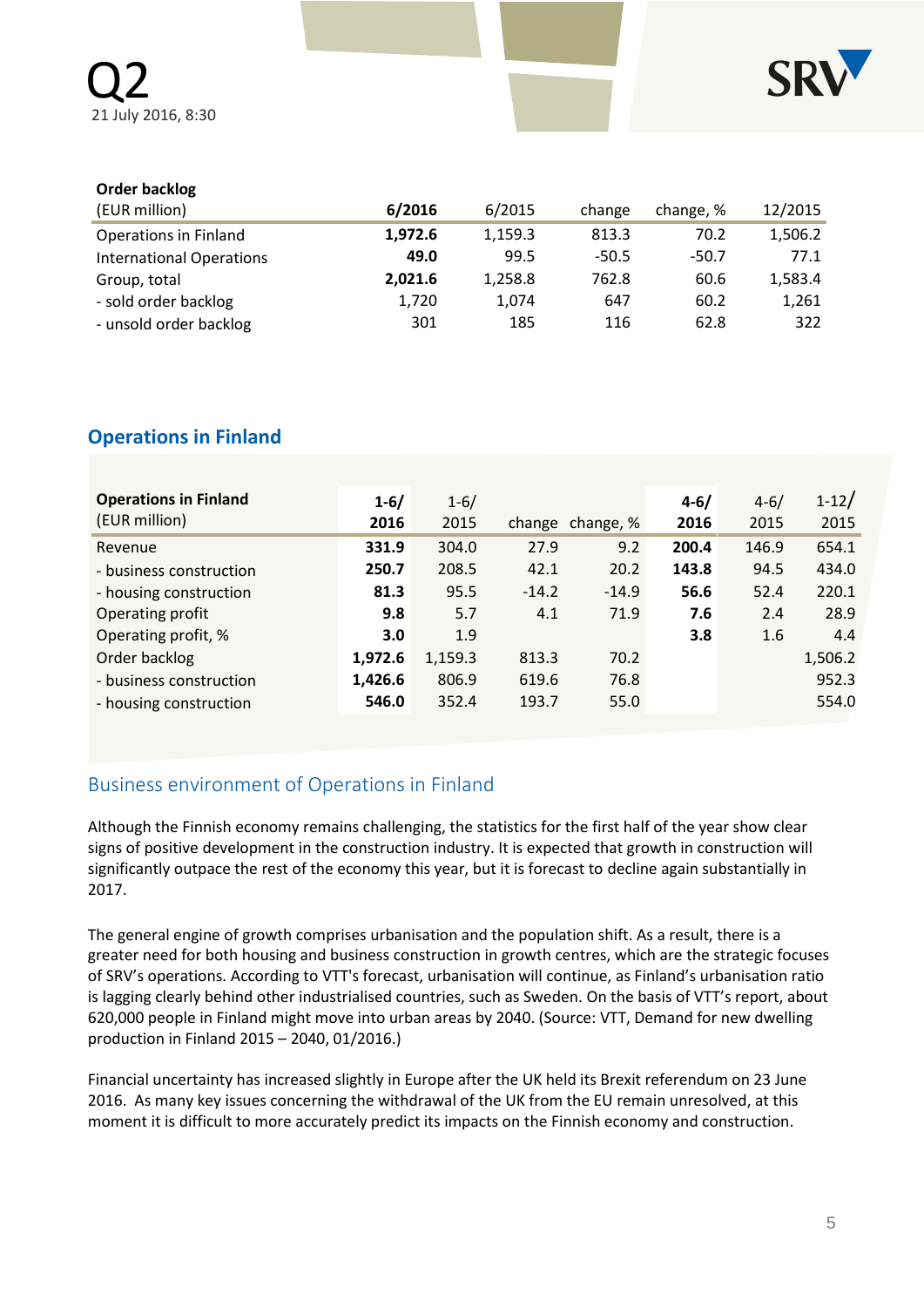| **Order backlog** (EUR million) | **6/2016** | 6/2015 | change | change, % | 12/2015 |
|---|---|---|---|---|---|
| Operations in Finland | **1,972.6** | 1,159.3 | 813.3 | 70.2 | 1,506.2 |
| International Operations | **49.0** | 99.5 | -50.5 | -50.7 | 77.1 |
| Group, total | **2,021.6** | 1,258.8 | 762.8 | 60.6 | 1,583.4 |
| - sold order backlog | 1,720 | 1,074 | 647 | 60.2 | 1,261 |
| - unsold order backlog | 301 | 185 | 116 | 62.8 | 322 |

## Operations in Finland

| **Operations in Finland** (EUR million) | **1-6/ 2016** | 1-6/ 2015 | change | change, % | **4-6/ 2016** | 4-6/ 2015 | 1-12/ 2015 |
|---|---|---|---|---|---|---|---|
| Revenue | **331.9** | 304.0 | 27.9 | 9.2 | **200.4** | 146.9 | 654.1 |
| - business construction | **250.7** | 208.5 | 42.1 | 20.2 | **143.8** | 94.5 | 434.0 |
| - housing construction | **81.3** | 95.5 | -14.2 | -14.9 | **56.6** | 52.4 | 220.1 |
| Operating profit | **9.8** | 5.7 | 4.1 | 71.9 | **7.6** | 2.4 | 28.9 |
| Operating profit, % | **3.0** | 1.9 | | | **3.8** | 1.6 | 4.4 |
| Order backlog | **1,972.6** | 1,159.3 | 813.3 | 70.2 | | | 1,506.2 |
| - business construction | **1,426.6** | 806.9 | 619.6 | 76.8 | | | 952.3 |
| - housing construction | **546.0** | 352.4 | 193.7 | 55.0 | | | 554.0 |

### Business environment of Operations in Finland

Although the Finnish economy remains challenging, the statistics for the first half of the year show clear signs of positive development in the construction industry. It is expected that growth in construction will significantly outpace the rest of the economy this year, but it is forecast to decline again substantially in 2017.

The general engine of growth comprises urbanisation and the population shift. As a result, there is a greater need for both housing and business construction in growth centres, which are the strategic focuses of SRV's operations. According to VTT's forecast, urbanisation will continue, as Finland's urbanisation ratio is lagging clearly behind other industrialised countries, such as Sweden. On the basis of VTT's report, about 620,000 people in Finland might move into urban areas by 2040. (Source: VTT, Demand for new dwelling production in Finland 2015 – 2040, 01/2016.)

Financial uncertainty has increased slightly in Europe after the UK held its Brexit referendum on 23 June 2016. As many key issues concerning the withdrawal of the UK from the EU remain unresolved, at this moment it is difficult to more accurately predict its impacts on the Finnish economy and construction.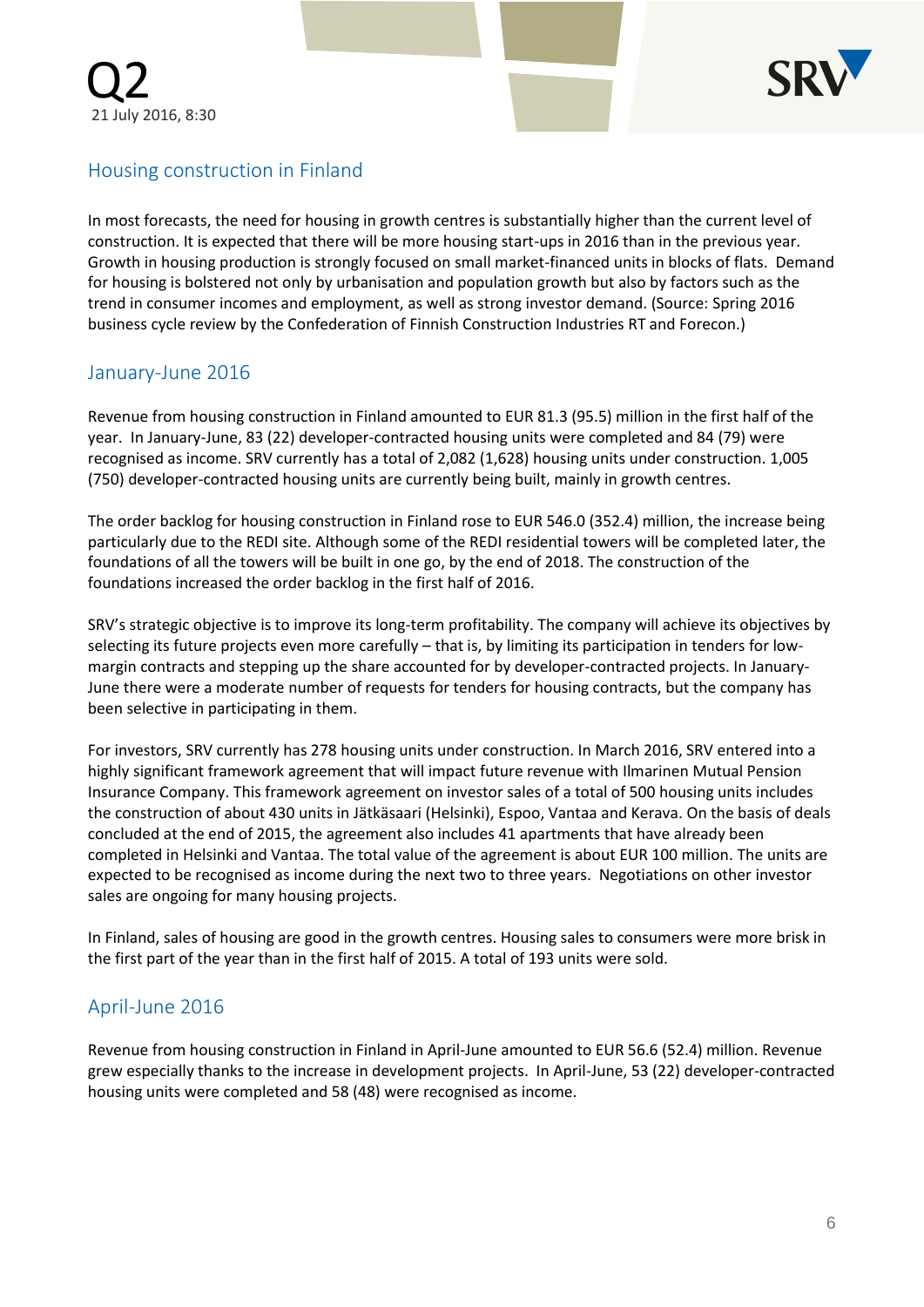## Housing construction in Finland

In most forecasts, the need for housing in growth centres is substantially higher than the current level of construction. It is expected that there will be more housing start-ups in 2016 than in the previous year. Growth in housing production is strongly focused on small market-financed units in blocks of flats. Demand for housing is bolstered not only by urbanisation and population growth but also by factors such as the trend in consumer incomes and employment, as well as strong investor demand. (Source: Spring 2016 business cycle review by the Confederation of Finnish Construction Industries RT and Forecon.)

## January-June 2016

Revenue from housing construction in Finland amounted to EUR 81.3 (95.5) million in the first half of the year. In January-June, 83 (22) developer-contracted housing units were completed and 84 (79) were recognised as income. SRV currently has a total of 2,082 (1,628) housing units under construction. 1,005 (750) developer-contracted housing units are currently being built, mainly in growth centres.

The order backlog for housing construction in Finland rose to EUR 546.0 (352.4) million, the increase being particularly due to the REDI site. Although some of the REDI residential towers will be completed later, the foundations of all the towers will be built in one go, by the end of 2018. The construction of the foundations increased the order backlog in the first half of 2016.

SRV's strategic objective is to improve its long-term profitability. The company will achieve its objectives by selecting its future projects even more carefully – that is, by limiting its participation in tenders for low-margin contracts and stepping up the share accounted for by developer-contracted projects. In January-June there were a moderate number of requests for tenders for housing contracts, but the company has been selective in participating in them.

For investors, SRV currently has 278 housing units under construction. In March 2016, SRV entered into a highly significant framework agreement that will impact future revenue with Ilmarinen Mutual Pension Insurance Company. This framework agreement on investor sales of a total of 500 housing units includes the construction of about 430 units in Jätkäsaari (Helsinki), Espoo, Vantaa and Kerava. On the basis of deals concluded at the end of 2015, the agreement also includes 41 apartments that have already been completed in Helsinki and Vantaa. The total value of the agreement is about EUR 100 million. The units are expected to be recognised as income during the next two to three years. Negotiations on other investor sales are ongoing for many housing projects.

In Finland, sales of housing are good in the growth centres. Housing sales to consumers were more brisk in the first part of the year than in the first half of 2015. A total of 193 units were sold.

## April-June 2016

Revenue from housing construction in Finland in April-June amounted to EUR 56.6 (52.4) million. Revenue grew especially thanks to the increase in development projects. In April-June, 53 (22) developer-contracted housing units were completed and 58 (48) were recognised as income.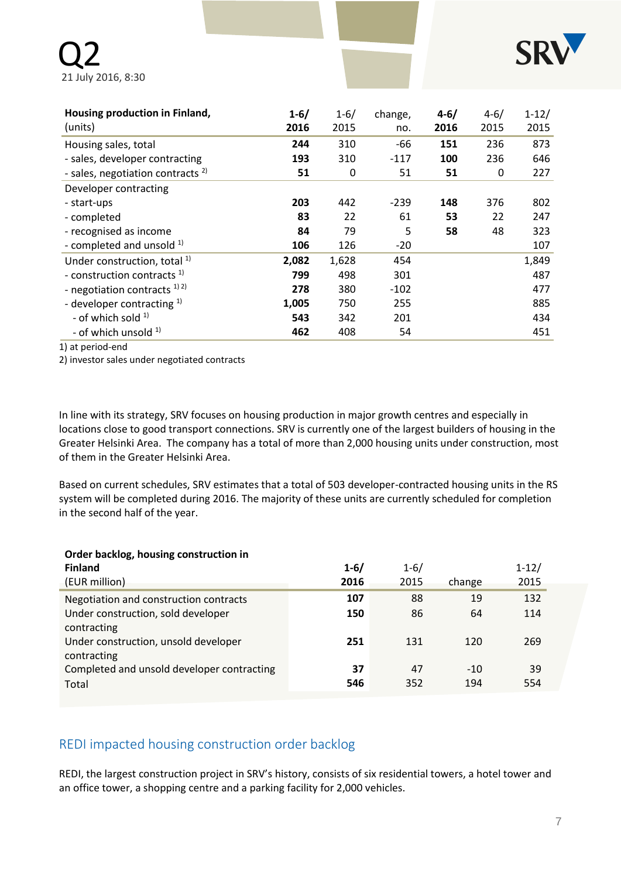| Housing production in Finland, (units) | 1-6/ 2016 | 1-6/ 2015 | change, no. | 4-6/ 2016 | 4-6/ 2015 | 1-12/ 2015 |
|---|---|---|---|---|---|---|
| Housing sales, total | **244** | 310 | -66 | **151** | 236 | 873 |
| - sales, developer contracting | **193** | 310 | -117 | **100** | 236 | 646 |
| - sales, negotiation contracts [2] | **51** | 0 | 51 | **51** | 0 | 227 |
| Developer contracting | | | | | | |
| - start-ups | **203** | 442 | -239 | **148** | 376 | 802 |
| - completed | **83** | 22 | 61 | **53** | 22 | 247 |
| - recognised as income | **84** | 79 | 5 | **58** | 48 | 323 |
| - completed and unsold [1] | **106** | 126 | -20 | | | 107 |
| Under construction, total [1] | **2,082** | 1,628 | 454 | | | 1,849 |
| - construction contracts [1] | **799** | 498 | 301 | | | 487 |
| - negotiation contracts [1] [2] | **278** | 380 | -102 | | | 477 |
| - developer contracting [1] | **1,005** | 750 | 255 | | | 885 |
| - of which sold [1] | **543** | 342 | 201 | | | 434 |
| - of which unsold [1] | **462** | 408 | 54 | | | 451 |

1) at period-end
2) investor sales under negotiated contracts

In line with its strategy, SRV focuses on housing production in major growth centres and especially in locations close to good transport connections. SRV is currently one of the largest builders of housing in the Greater Helsinki Area. The company has a total of more than 2,000 housing units under construction, most of them in the Greater Helsinki Area.

Based on current schedules, SRV estimates that a total of 503 developer-contracted housing units in the RS system will be completed during 2016. The majority of these units are currently scheduled for completion in the second half of the year.

| Order backlog, housing construction in Finland (EUR million) | 1-6/ 2016 | 1-6/ 2015 | change | 1-12/ 2015 |
|---|---|---|---|---|
| Negotiation and construction contracts | **107** | 88 | 19 | 132 |
| Under construction, sold developer contracting | **150** | 86 | 64 | 114 |
| Under construction, unsold developer contracting | **251** | 131 | 120 | 269 |
| Completed and unsold developer contracting | **37** | 47 | -10 | 39 |
| Total | **546** | 352 | 194 | 554 |

## REDI impacted housing construction order backlog

REDI, the largest construction project in SRV's history, consists of six residential towers, a hotel tower and an office tower, a shopping centre and a parking facility for 2,000 vehicles.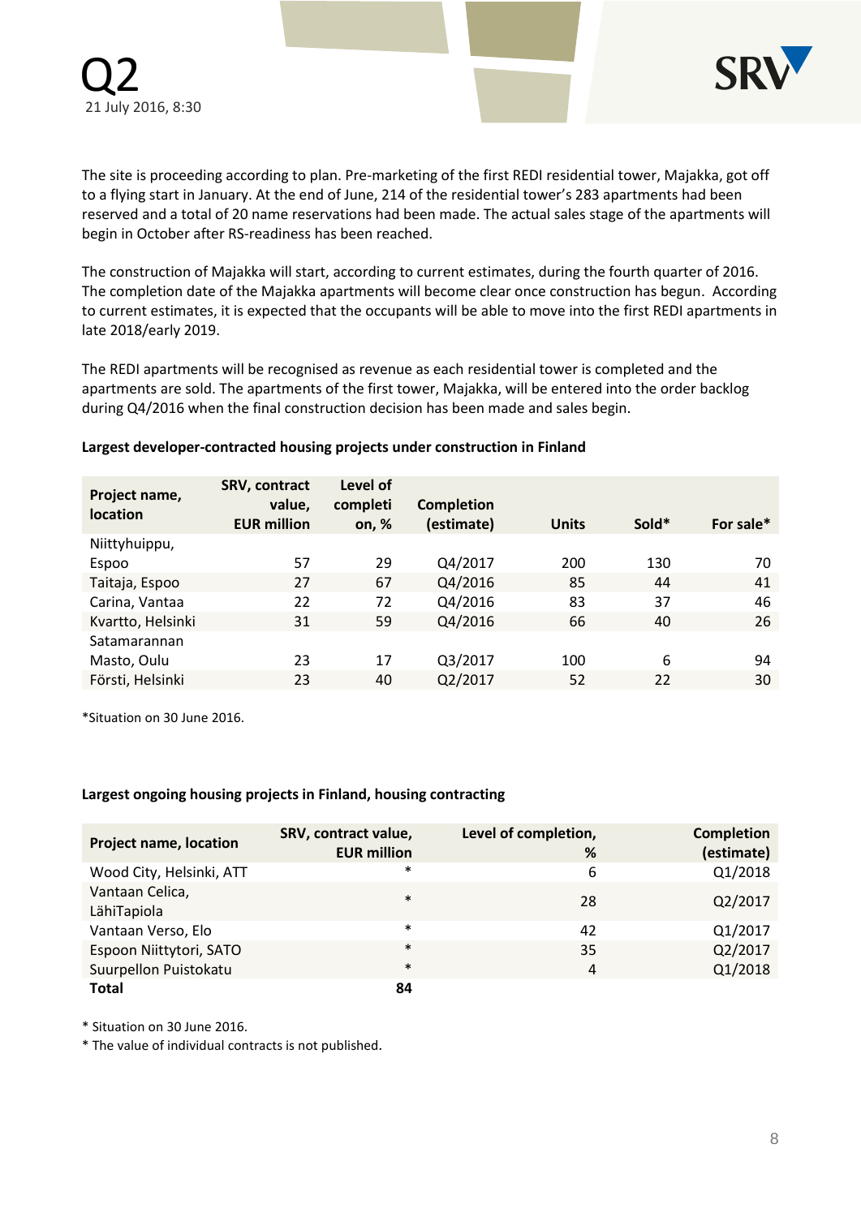The site is proceeding according to plan. Pre-marketing of the first REDI residential tower, Majakka, got off to a flying start in January. At the end of June, 214 of the residential tower's 283 apartments had been reserved and a total of 20 name reservations had been made. The actual sales stage of the apartments will begin in October after RS-readiness has been reached.

The construction of Majakka will start, according to current estimates, during the fourth quarter of 2016. The completion date of the Majakka apartments will become clear once construction has begun. According to current estimates, it is expected that the occupants will be able to move into the first REDI apartments in late 2018/early 2019.

The REDI apartments will be recognised as revenue as each residential tower is completed and the apartments are sold. The apartments of the first tower, Majakka, will be entered into the order backlog during Q4/2016 when the final construction decision has been made and sales begin.

**Largest developer-contracted housing projects under construction in Finland**

| Project name, location | SRV, contract value, EUR million | Level of completion, % | Completion (estimate) | Units | Sold* | For sale* |
|---|---|---|---|---|---|---|
| Niittyhuippu, Espoo | 57 | 29 | Q4/2017 | 200 | 130 | 70 |
| Taitaja, Espoo | 27 | 67 | Q4/2016 | 85 | 44 | 41 |
| Carina, Vantaa | 22 | 72 | Q4/2016 | 83 | 37 | 46 |
| Kvartto, Helsinki | 31 | 59 | Q4/2016 | 66 | 40 | 26 |
| Satamarannan Masto, Oulu | 23 | 17 | Q3/2017 | 100 | 6 | 94 |
| Försti, Helsinki | 23 | 40 | Q2/2017 | 52 | 22 | 30 |

*Situation on 30 June 2016.

**Largest ongoing housing projects in Finland, housing contracting**

| Project name, location | SRV, contract value, EUR million | Level of completion, % | Completion (estimate) |
|---|---|---|---|
| Wood City, Helsinki, ATT | * | 6 | Q1/2018 |
| Vantaan Celica, LähiTapiola | * | 28 | Q2/2017 |
| Vantaan Verso, Elo | * | 42 | Q1/2017 |
| Espoon Niittytori, SATO | * | 35 | Q2/2017 |
| Suurpellon Puistokatu | * | 4 | Q1/2018 |
| **Total** | **84** | | |

* Situation on 30 June 2016.
* The value of individual contracts is not published.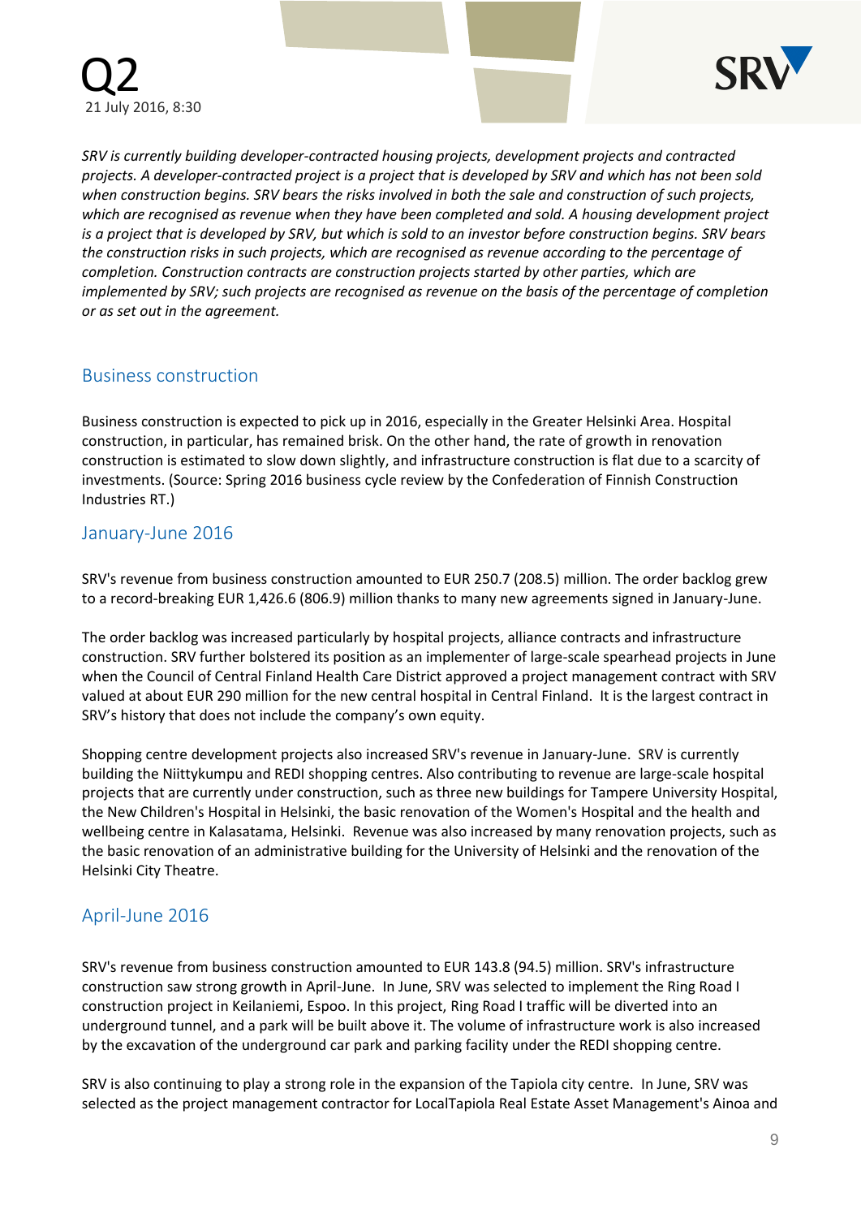*SRV is currently building developer-contracted housing projects, development projects and contracted projects. A developer-contracted project is a project that is developed by SRV and which has not been sold when construction begins. SRV bears the risks involved in both the sale and construction of such projects, which are recognised as revenue when they have been completed and sold. A housing development project is a project that is developed by SRV, but which is sold to an investor before construction begins. SRV bears the construction risks in such projects, which are recognised as revenue according to the percentage of completion. Construction contracts are construction projects started by other parties, which are implemented by SRV; such projects are recognised as revenue on the basis of the percentage of completion or as set out in the agreement.*

## Business construction

Business construction is expected to pick up in 2016, especially in the Greater Helsinki Area. Hospital construction, in particular, has remained brisk. On the other hand, the rate of growth in renovation construction is estimated to slow down slightly, and infrastructure construction is flat due to a scarcity of investments. (Source: Spring 2016 business cycle review by the Confederation of Finnish Construction Industries RT.)

## January-June 2016

SRV's revenue from business construction amounted to EUR 250.7 (208.5) million. The order backlog grew to a record-breaking EUR 1,426.6 (806.9) million thanks to many new agreements signed in January-June.

The order backlog was increased particularly by hospital projects, alliance contracts and infrastructure construction. SRV further bolstered its position as an implementer of large-scale spearhead projects in June when the Council of Central Finland Health Care District approved a project management contract with SRV valued at about EUR 290 million for the new central hospital in Central Finland. It is the largest contract in SRV's history that does not include the company's own equity.

Shopping centre development projects also increased SRV's revenue in January-June. SRV is currently building the Niittykumpu and REDI shopping centres. Also contributing to revenue are large-scale hospital projects that are currently under construction, such as three new buildings for Tampere University Hospital, the New Children's Hospital in Helsinki, the basic renovation of the Women's Hospital and the health and wellbeing centre in Kalasatama, Helsinki. Revenue was also increased by many renovation projects, such as the basic renovation of an administrative building for the University of Helsinki and the renovation of the Helsinki City Theatre.

## April-June 2016

SRV's revenue from business construction amounted to EUR 143.8 (94.5) million. SRV's infrastructure construction saw strong growth in April-June. In June, SRV was selected to implement the Ring Road I construction project in Keilaniemi, Espoo. In this project, Ring Road I traffic will be diverted into an underground tunnel, and a park will be built above it. The volume of infrastructure work is also increased by the excavation of the underground car park and parking facility under the REDI shopping centre.

SRV is also continuing to play a strong role in the expansion of the Tapiola city centre. In June, SRV was selected as the project management contractor for LocalTapiola Real Estate Asset Management's Ainoa and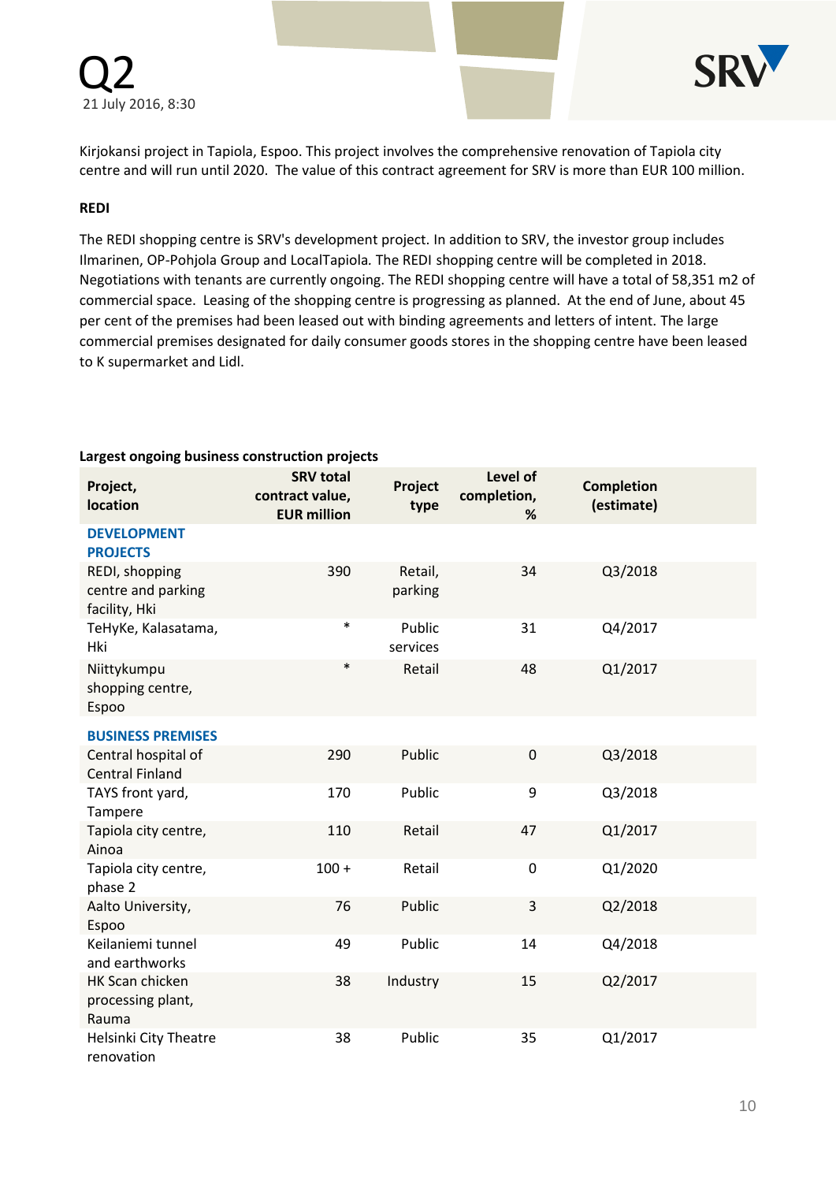Kirjokansi project in Tapiola, Espoo. This project involves the comprehensive renovation of Tapiola city centre and will run until 2020. The value of this contract agreement for SRV is more than EUR 100 million.

**REDI**

The REDI shopping centre is SRV's development project. In addition to SRV, the investor group includes Ilmarinen, OP-Pohjola Group and LocalTapiola. The REDI shopping centre will be completed in 2018. Negotiations with tenants are currently ongoing. The REDI shopping centre will have a total of 58,351 m2 of commercial space. Leasing of the shopping centre is progressing as planned. At the end of June, about 45 per cent of the premises had been leased out with binding agreements and letters of intent. The large commercial premises designated for daily consumer goods stores in the shopping centre have been leased to K supermarket and Lidl.

**Largest ongoing business construction projects**

| Project, location | SRV total contract value, EUR million | Project type | Level of completion, % | Completion (estimate) |
|---|---|---|---|---|
| **DEVELOPMENT PROJECTS** | | | | |
| REDI, shopping centre and parking facility, Hki | 390 | Retail, parking | 34 | Q3/2018 |
| TeHyKe, Kalasatama, Hki | * | Public services | 31 | Q4/2017 |
| Niittykumpu shopping centre, Espoo | * | Retail | 48 | Q1/2017 |
| **BUSINESS PREMISES** | | | | |
| Central hospital of Central Finland | 290 | Public | 0 | Q3/2018 |
| TAYS front yard, Tampere | 170 | Public | 9 | Q3/2018 |
| Tapiola city centre, Ainoa | 110 | Retail | 47 | Q1/2017 |
| Tapiola city centre, phase 2 | 100 + | Retail | 0 | Q1/2020 |
| Aalto University, Espoo | 76 | Public | 3 | Q2/2018 |
| Keilaniemi tunnel and earthworks | 49 | Public | 14 | Q4/2018 |
| HK Scan chicken processing plant, Rauma | 38 | Industry | 15 | Q2/2017 |
| Helsinki City Theatre renovation | 38 | Public | 35 | Q1/2017 |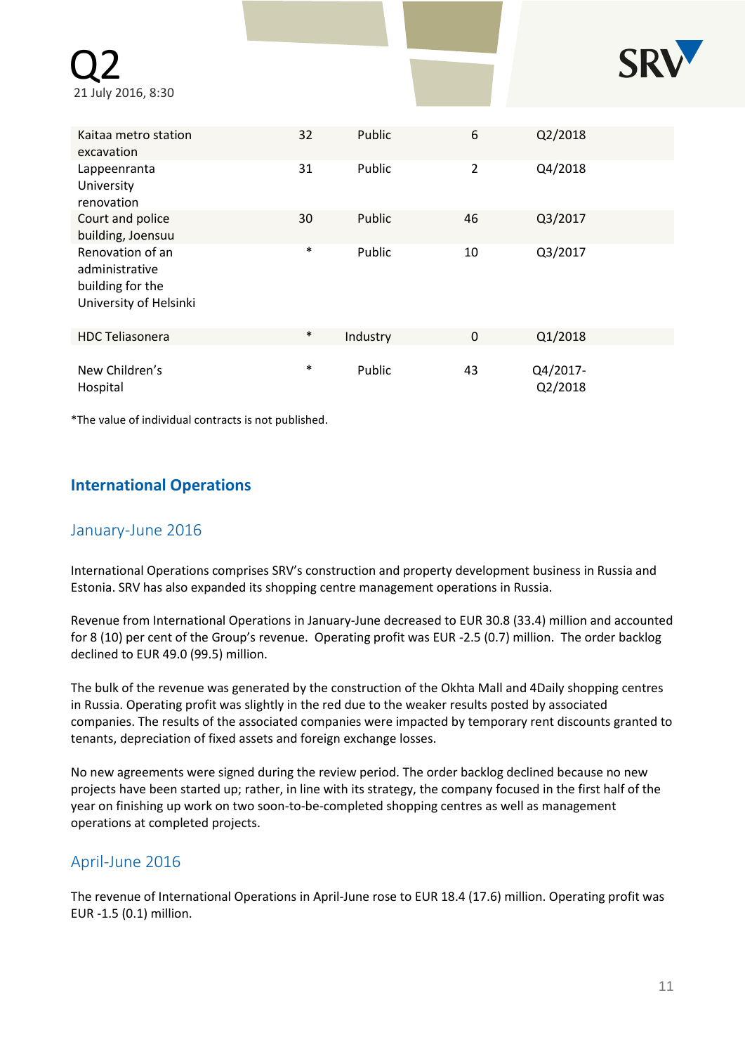| | | | | |
|---|---|---|---|---|
| Kaitaa metro station excavation | 32 | Public | 6 | Q2/2018 |
| Lappeenranta University renovation | 31 | Public | 2 | Q4/2018 |
| Court and police building, Joensuu | 30 | Public | 46 | Q3/2017 |
| Renovation of an administrative building for the University of Helsinki | * | Public | 10 | Q3/2017 |
| HDC Teliasonera | * | Industry | 0 | Q1/2018 |
| New Children's Hospital | * | Public | 43 | Q4/2017-Q2/2018 |

*The value of individual contracts is not published.

## International Operations

### January-June 2016

International Operations comprises SRV's construction and property development business in Russia and Estonia. SRV has also expanded its shopping centre management operations in Russia.

Revenue from International Operations in January-June decreased to EUR 30.8 (33.4) million and accounted for 8 (10) per cent of the Group's revenue. Operating profit was EUR -2.5 (0.7) million. The order backlog declined to EUR 49.0 (99.5) million.

The bulk of the revenue was generated by the construction of the Okhta Mall and 4Daily shopping centres in Russia. Operating profit was slightly in the red due to the weaker results posted by associated companies. The results of the associated companies were impacted by temporary rent discounts granted to tenants, depreciation of fixed assets and foreign exchange losses.

No new agreements were signed during the review period. The order backlog declined because no new projects have been started up; rather, in line with its strategy, the company focused in the first half of the year on finishing up work on two soon-to-be-completed shopping centres as well as management operations at completed projects.

### April-June 2016

The revenue of International Operations in April-June rose to EUR 18.4 (17.6) million. Operating profit was EUR -1.5 (0.1) million.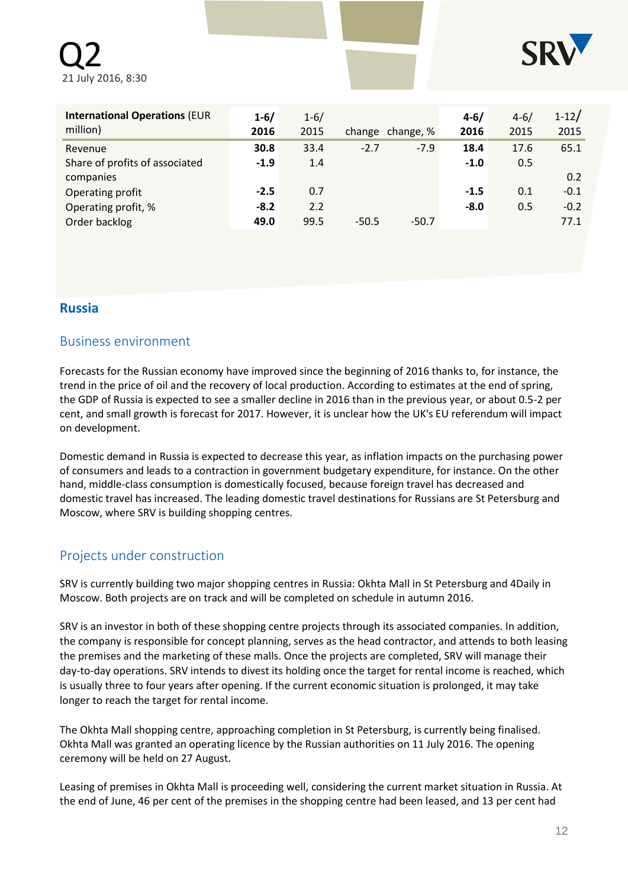| International Operations (EUR million) | 1-6/ 2016 | 1-6/ 2015 | change | change, % | 4-6/ 2016 | 4-6/ 2015 | 1-12/ 2015 |
|---|---|---|---|---|---|---|---|
| Revenue | **30.8** | 33.4 | -2.7 | -7.9 | **18.4** | 17.6 | 65.1 |
| Share of profits of associated companies | **-1.9** | 1.4 | | | **-1.0** | 0.5 | 0.2 |
| Operating profit | **-2.5** | 0.7 | | | **-1.5** | 0.1 | -0.1 |
| Operating profit, % | **-8.2** | 2.2 | | | **-8.0** | 0.5 | -0.2 |
| Order backlog | **49.0** | 99.5 | -50.5 | -50.7 | | | 77.1 |

## Russia

### Business environment

Forecasts for the Russian economy have improved since the beginning of 2016 thanks to, for instance, the trend in the price of oil and the recovery of local production. According to estimates at the end of spring, the GDP of Russia is expected to see a smaller decline in 2016 than in the previous year, or about 0.5-2 per cent, and small growth is forecast for 2017. However, it is unclear how the UK's EU referendum will impact on development.

Domestic demand in Russia is expected to decrease this year, as inflation impacts on the purchasing power of consumers and leads to a contraction in government budgetary expenditure, for instance. On the other hand, middle-class consumption is domestically focused, because foreign travel has decreased and domestic travel has increased. The leading domestic travel destinations for Russians are St Petersburg and Moscow, where SRV is building shopping centres.

### Projects under construction

SRV is currently building two major shopping centres in Russia: Okhta Mall in St Petersburg and 4Daily in Moscow. Both projects are on track and will be completed on schedule in autumn 2016.

SRV is an investor in both of these shopping centre projects through its associated companies. In addition, the company is responsible for concept planning, serves as the head contractor, and attends to both leasing the premises and the marketing of these malls. Once the projects are completed, SRV will manage their day-to-day operations. SRV intends to divest its holding once the target for rental income is reached, which is usually three to four years after opening. If the current economic situation is prolonged, it may take longer to reach the target for rental income.

The Okhta Mall shopping centre, approaching completion in St Petersburg, is currently being finalised. Okhta Mall was granted an operating licence by the Russian authorities on 11 July 2016. The opening ceremony will be held on 27 August.

Leasing of premises in Okhta Mall is proceeding well, considering the current market situation in Russia. At the end of June, 46 per cent of the premises in the shopping centre had been leased, and 13 per cent had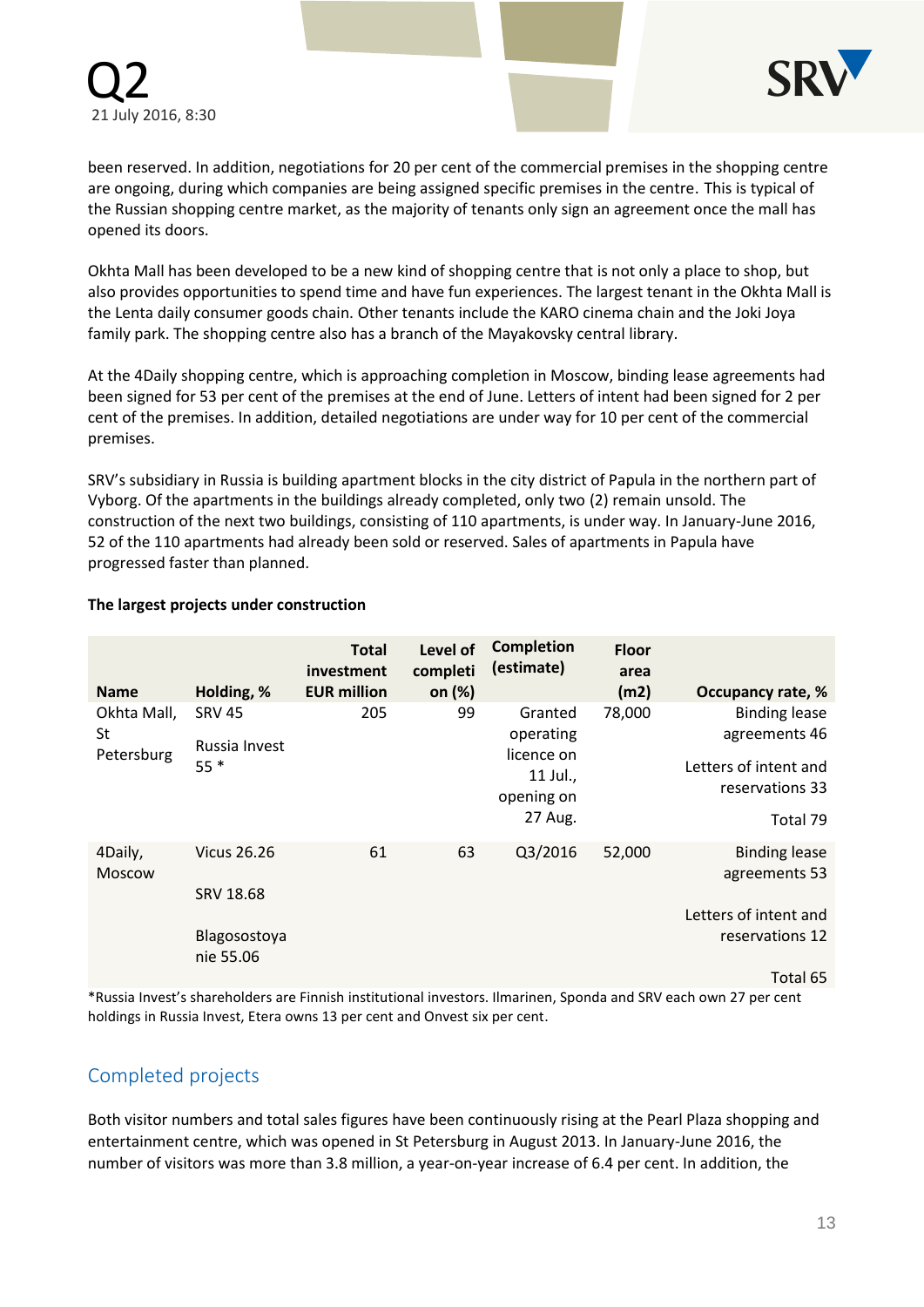been reserved. In addition, negotiations for 20 per cent of the commercial premises in the shopping centre are ongoing, during which companies are being assigned specific premises in the centre. This is typical of the Russian shopping centre market, as the majority of tenants only sign an agreement once the mall has opened its doors.

Okhta Mall has been developed to be a new kind of shopping centre that is not only a place to shop, but also provides opportunities to spend time and have fun experiences. The largest tenant in the Okhta Mall is the Lenta daily consumer goods chain. Other tenants include the KARO cinema chain and the Joki Joya family park. The shopping centre also has a branch of the Mayakovsky central library.

At the 4Daily shopping centre, which is approaching completion in Moscow, binding lease agreements had been signed for 53 per cent of the premises at the end of June. Letters of intent had been signed for 2 per cent of the premises. In addition, detailed negotiations are under way for 10 per cent of the commercial premises.

SRV's subsidiary in Russia is building apartment blocks in the city district of Papula in the northern part of Vyborg. Of the apartments in the buildings already completed, only two (2) remain unsold. The construction of the next two buildings, consisting of 110 apartments, is under way. In January-June 2016, 52 of the 110 apartments had already been sold or reserved. Sales of apartments in Papula have progressed faster than planned.

**The largest projects under construction**

| Name | Holding, % | Total investment EUR million | Level of completion (%) | Completion (estimate) | Floor area (m2) | Occupancy rate, % |
|---|---|---|---|---|---|---|
| Okhta Mall, St Petersburg | SRV 45<br>Russia Invest 55 * | 205 | 99 | Granted operating licence on 11 Jul., opening on 27 Aug. | 78,000 | Binding lease agreements 46<br>Letters of intent and reservations 33<br>Total 79 |
| 4Daily, Moscow | Vicus 26.26<br>SRV 18.68<br>Blagosostoyanie 55.06 | 61 | 63 | Q3/2016 | 52,000 | Binding lease agreements 53<br>Letters of intent and reservations 12<br>Total 65 |

*Russia Invest's shareholders are Finnish institutional investors. Ilmarinen, Sponda and SRV each own 27 per cent holdings in Russia Invest, Etera owns 13 per cent and Onvest six per cent.

## Completed projects

Both visitor numbers and total sales figures have been continuously rising at the Pearl Plaza shopping and entertainment centre, which was opened in St Petersburg in August 2013. In January-June 2016, the number of visitors was more than 3.8 million, a year-on-year increase of 6.4 per cent. In addition, the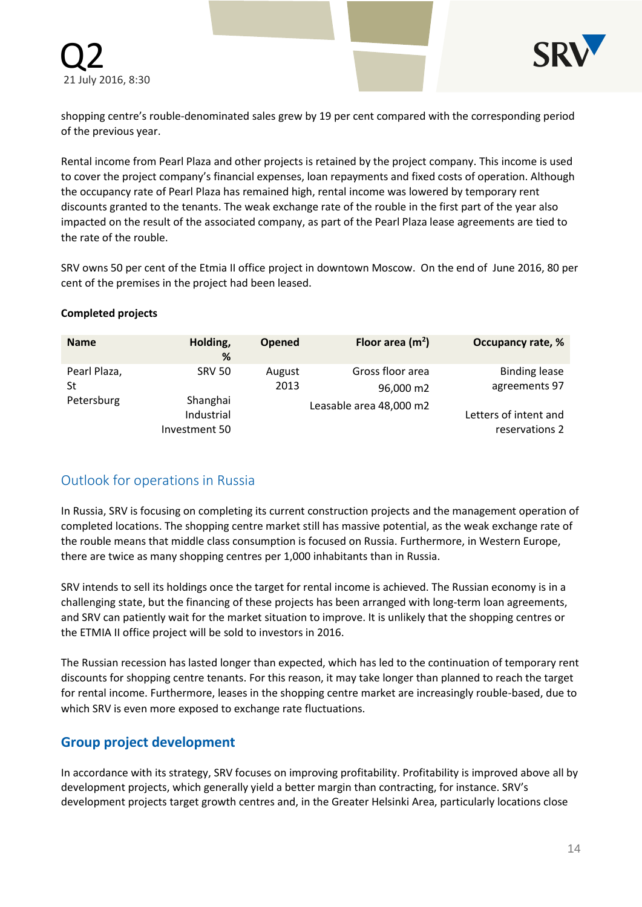shopping centre's rouble-denominated sales grew by 19 per cent compared with the corresponding period of the previous year.

Rental income from Pearl Plaza and other projects is retained by the project company. This income is used to cover the project company's financial expenses, loan repayments and fixed costs of operation. Although the occupancy rate of Pearl Plaza has remained high, rental income was lowered by temporary rent discounts granted to the tenants. The weak exchange rate of the rouble in the first part of the year also impacted on the result of the associated company, as part of the Pearl Plaza lease agreements are tied to the rate of the rouble.

SRV owns 50 per cent of the Etmia II office project in downtown Moscow.  On the end of  June 2016, 80 per cent of the premises in the project had been leased.

**Completed projects**

| Name | Holding, % | Opened | Floor area (m$^2$) | Occupancy rate, % |
|---|---|---|---|---|
| Pearl Plaza, St Petersburg | SRV 50<br>Shanghai Industrial Investment 50 | August 2013 | Gross floor area 96,000 m2<br>Leasable area 48,000 m2 | Binding lease agreements 97<br>Letters of intent and reservations 2 |

## Outlook for operations in Russia

In Russia, SRV is focusing on completing its current construction projects and the management operation of completed locations. The shopping centre market still has massive potential, as the weak exchange rate of the rouble means that middle class consumption is focused on Russia. Furthermore, in Western Europe, there are twice as many shopping centres per 1,000 inhabitants than in Russia.

SRV intends to sell its holdings once the target for rental income is achieved. The Russian economy is in a challenging state, but the financing of these projects has been arranged with long-term loan agreements, and SRV can patiently wait for the market situation to improve. It is unlikely that the shopping centres or the ETMIA II office project will be sold to investors in 2016.

The Russian recession has lasted longer than expected, which has led to the continuation of temporary rent discounts for shopping centre tenants. For this reason, it may take longer than planned to reach the target for rental income. Furthermore, leases in the shopping centre market are increasingly rouble-based, due to which SRV is even more exposed to exchange rate fluctuations.

## Group project development

In accordance with its strategy, SRV focuses on improving profitability. Profitability is improved above all by development projects, which generally yield a better margin than contracting, for instance. SRV's development projects target growth centres and, in the Greater Helsinki Area, particularly locations close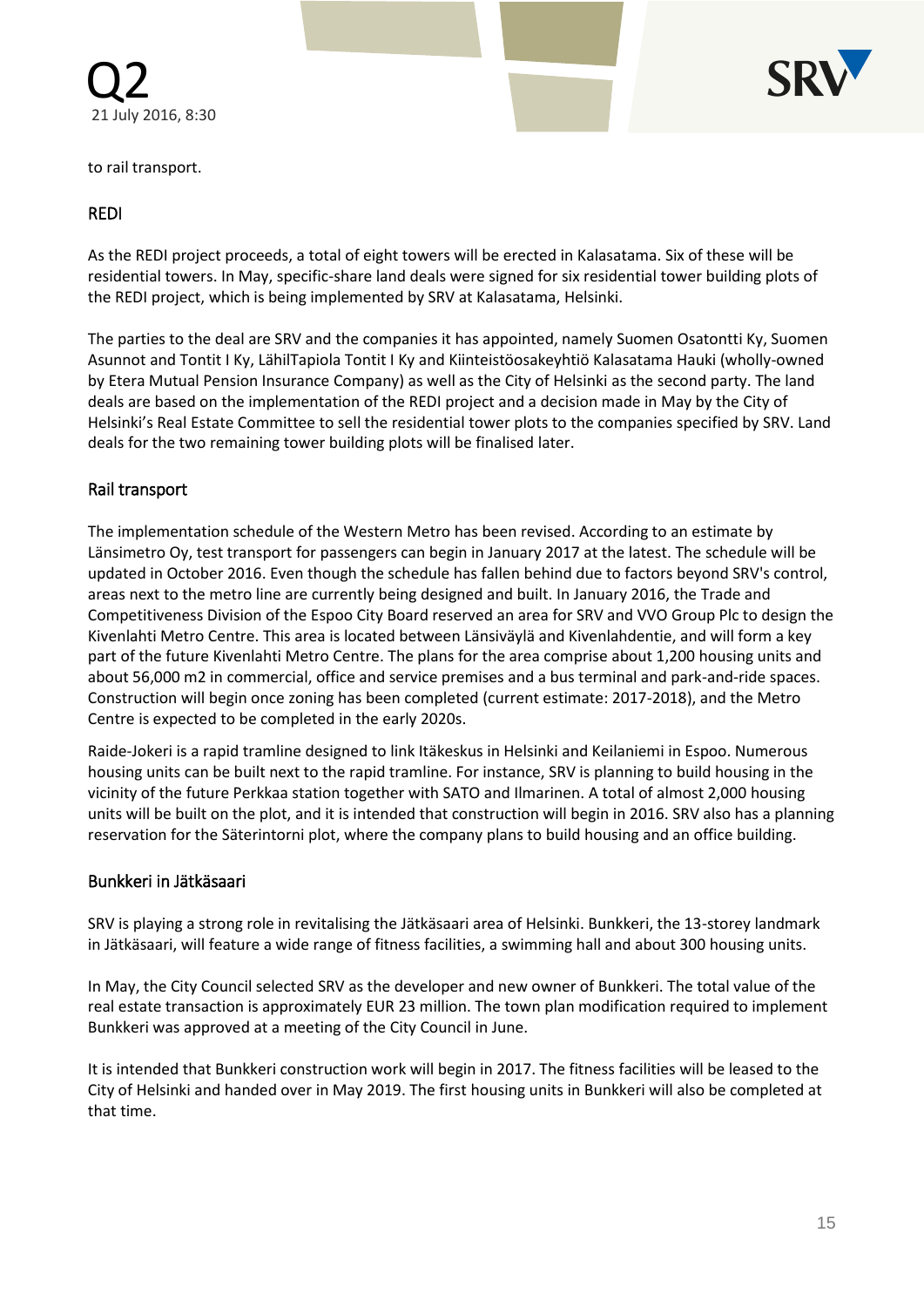to rail transport.

## REDI

As the REDI project proceeds, a total of eight towers will be erected in Kalasatama. Six of these will be residential towers. In May, specific-share land deals were signed for six residential tower building plots of the REDI project, which is being implemented by SRV at Kalasatama, Helsinki.

The parties to the deal are SRV and the companies it has appointed, namely Suomen Osatontti Ky, Suomen Asunnot and Tontit I Ky, LähiTapiola Tontit I Ky and Kiinteistöosakeyhtiö Kalasatama Hauki (wholly-owned by Etera Mutual Pension Insurance Company) as well as the City of Helsinki as the second party. The land deals are based on the implementation of the REDI project and a decision made in May by the City of Helsinki's Real Estate Committee to sell the residential tower plots to the companies specified by SRV. Land deals for the two remaining tower building plots will be finalised later.

## Rail transport

The implementation schedule of the Western Metro has been revised. According to an estimate by Länsimetro Oy, test transport for passengers can begin in January 2017 at the latest. The schedule will be updated in October 2016. Even though the schedule has fallen behind due to factors beyond SRV's control, areas next to the metro line are currently being designed and built. In January 2016, the Trade and Competitiveness Division of the Espoo City Board reserved an area for SRV and VVO Group Plc to design the Kivenlahti Metro Centre. This area is located between Länsiväylä and Kivenlahdentie, and will form a key part of the future Kivenlahti Metro Centre. The plans for the area comprise about 1,200 housing units and about 56,000 m2 in commercial, office and service premises and a bus terminal and park-and-ride spaces. Construction will begin once zoning has been completed (current estimate: 2017-2018), and the Metro Centre is expected to be completed in the early 2020s.

Raide-Jokeri is a rapid tramline designed to link Itäkeskus in Helsinki and Keilaniemi in Espoo. Numerous housing units can be built next to the rapid tramline. For instance, SRV is planning to build housing in the vicinity of the future Perkkaa station together with SATO and Ilmarinen. A total of almost 2,000 housing units will be built on the plot, and it is intended that construction will begin in 2016. SRV also has a planning reservation for the Säterintorni plot, where the company plans to build housing and an office building.

## Bunkkeri in Jätkäsaari

SRV is playing a strong role in revitalising the Jätkäsaari area of Helsinki. Bunkkeri, the 13-storey landmark in Jätkäsaari, will feature a wide range of fitness facilities, a swimming hall and about 300 housing units.

In May, the City Council selected SRV as the developer and new owner of Bunkkeri. The total value of the real estate transaction is approximately EUR 23 million. The town plan modification required to implement Bunkkeri was approved at a meeting of the City Council in June.

It is intended that Bunkkeri construction work will begin in 2017. The fitness facilities will be leased to the City of Helsinki and handed over in May 2019. The first housing units in Bunkkeri will also be completed at that time.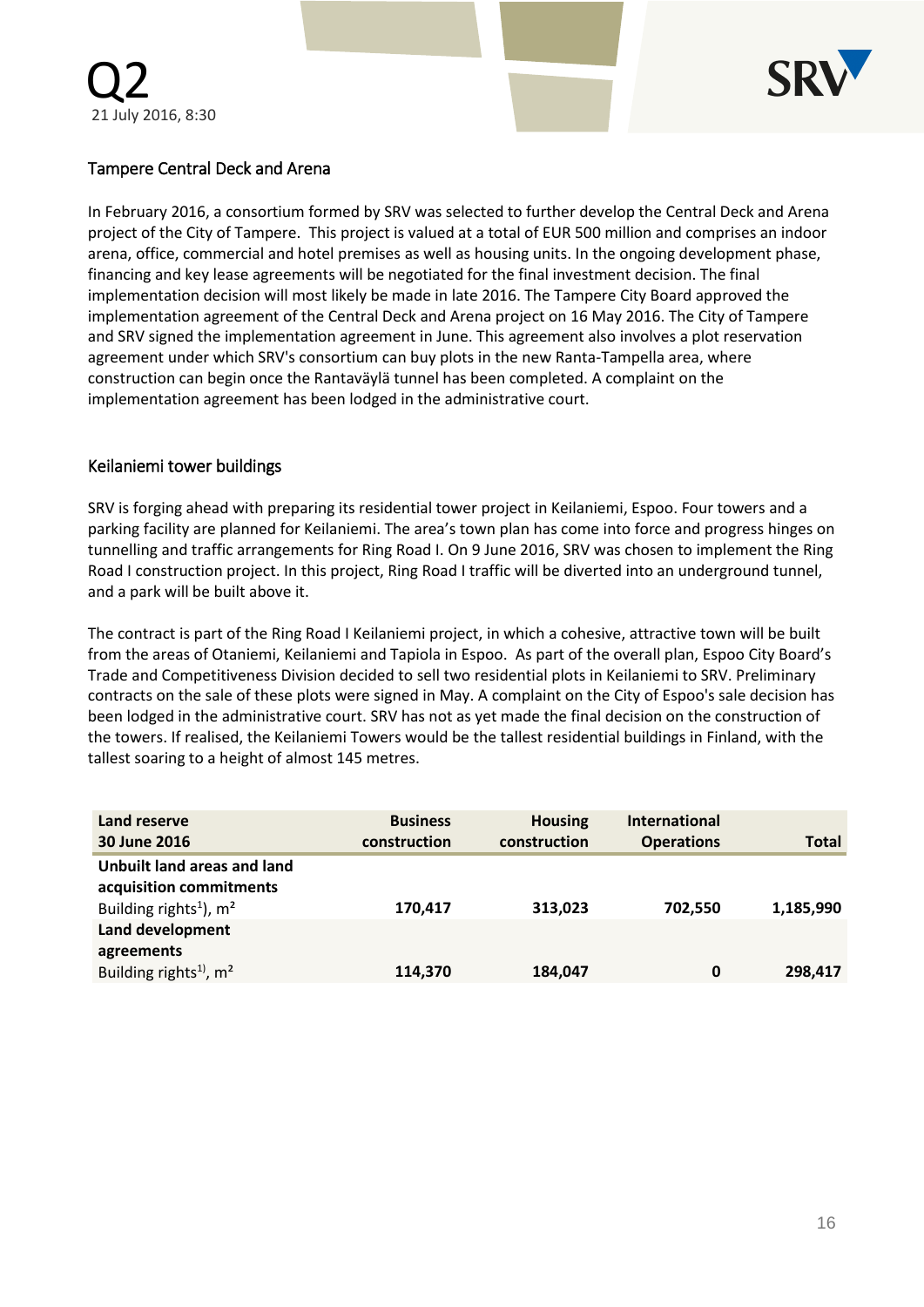## Tampere Central Deck and Arena

In February 2016, a consortium formed by SRV was selected to further develop the Central Deck and Arena project of the City of Tampere. This project is valued at a total of EUR 500 million and comprises an indoor arena, office, commercial and hotel premises as well as housing units. In the ongoing development phase, financing and key lease agreements will be negotiated for the final investment decision. The final implementation decision will most likely be made in late 2016. The Tampere City Board approved the implementation agreement of the Central Deck and Arena project on 16 May 2016. The City of Tampere and SRV signed the implementation agreement in June. This agreement also involves a plot reservation agreement under which SRV's consortium can buy plots in the new Ranta-Tampella area, where construction can begin once the Rantaväylä tunnel has been completed. A complaint on the implementation agreement has been lodged in the administrative court.

## Keilaniemi tower buildings

SRV is forging ahead with preparing its residential tower project in Keilaniemi, Espoo. Four towers and a parking facility are planned for Keilaniemi. The area's town plan has come into force and progress hinges on tunnelling and traffic arrangements for Ring Road I. On 9 June 2016, SRV was chosen to implement the Ring Road I construction project. In this project, Ring Road I traffic will be diverted into an underground tunnel, and a park will be built above it.

The contract is part of the Ring Road I Keilaniemi project, in which a cohesive, attractive town will be built from the areas of Otaniemi, Keilaniemi and Tapiola in Espoo. As part of the overall plan, Espoo City Board's Trade and Competitiveness Division decided to sell two residential plots in Keilaniemi to SRV. Preliminary contracts on the sale of these plots were signed in May. A complaint on the City of Espoo's sale decision has been lodged in the administrative court. SRV has not as yet made the final decision on the construction of the towers. If realised, the Keilaniemi Towers would be the tallest residential buildings in Finland, with the tallest soaring to a height of almost 145 metres.

| **Land reserve 30 June 2016** | **Business construction** | **Housing construction** | **International Operations** | **Total** |
|---|---|---|---|---|
| **Unbuilt land areas and land acquisition commitments** | | | | |
| Building rights[1], m² | **170,417** | **313,023** | **702,550** | **1,185,990** |
| **Land development agreements** | | | | |
| Building rights[1], m² | **114,370** | **184,047** | **0** | **298,417** |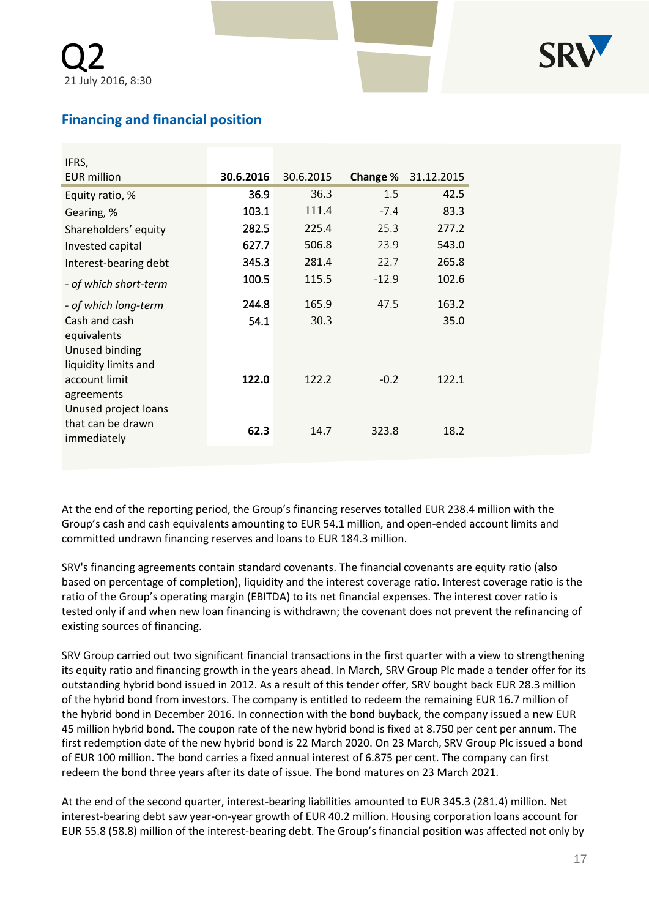## Financing and financial position

| IFRS, EUR million | 30.6.2016 | 30.6.2015 | Change % | 31.12.2015 |
|---|---|---|---|---|
| Equity ratio, % | 36.9 | 36.3 | 1.5 | 42.5 |
| Gearing, % | 103.1 | 111.4 | -7.4 | 83.3 |
| Shareholders' equity | 282.5 | 225.4 | 25.3 | 277.2 |
| Invested capital | 627.7 | 506.8 | 23.9 | 543.0 |
| Interest-bearing debt | 345.3 | 281.4 | 22.7 | 265.8 |
| *- of which short-term* | 100.5 | 115.5 | -12.9 | 102.6 |
| *- of which long-term* | 244.8 | 165.9 | 47.5 | 163.2 |
| Cash and cash equivalents | 54.1 | 30.3 | | 35.0 |
| Unused binding liquidity limits and account limit agreements | 122.0 | 122.2 | -0.2 | 122.1 |
| Unused project loans that can be drawn immediately | 62.3 | 14.7 | 323.8 | 18.2 |

At the end of the reporting period, the Group's financing reserves totalled EUR 238.4 million with the Group's cash and cash equivalents amounting to EUR 54.1 million, and open-ended account limits and committed undrawn financing reserves and loans to EUR 184.3 million.

SRV's financing agreements contain standard covenants. The financial covenants are equity ratio (also based on percentage of completion), liquidity and the interest coverage ratio. Interest coverage ratio is the ratio of the Group's operating margin (EBITDA) to its net financial expenses. The interest cover ratio is tested only if and when new loan financing is withdrawn; the covenant does not prevent the refinancing of existing sources of financing.

SRV Group carried out two significant financial transactions in the first quarter with a view to strengthening its equity ratio and financing growth in the years ahead. In March, SRV Group Plc made a tender offer for its outstanding hybrid bond issued in 2012. As a result of this tender offer, SRV bought back EUR 28.3 million of the hybrid bond from investors. The company is entitled to redeem the remaining EUR 16.7 million of the hybrid bond in December 2016. In connection with the bond buyback, the company issued a new EUR 45 million hybrid bond. The coupon rate of the new hybrid bond is fixed at 8.750 per cent per annum. The first redemption date of the new hybrid bond is 22 March 2020. On 23 March, SRV Group Plc issued a bond of EUR 100 million. The bond carries a fixed annual interest of 6.875 per cent. The company can first redeem the bond three years after its date of issue. The bond matures on 23 March 2021.

At the end of the second quarter, interest-bearing liabilities amounted to EUR 345.3 (281.4) million. Net interest-bearing debt saw year-on-year growth of EUR 40.2 million. Housing corporation loans account for EUR 55.8 (58.8) million of the interest-bearing debt. The Group's financial position was affected not only by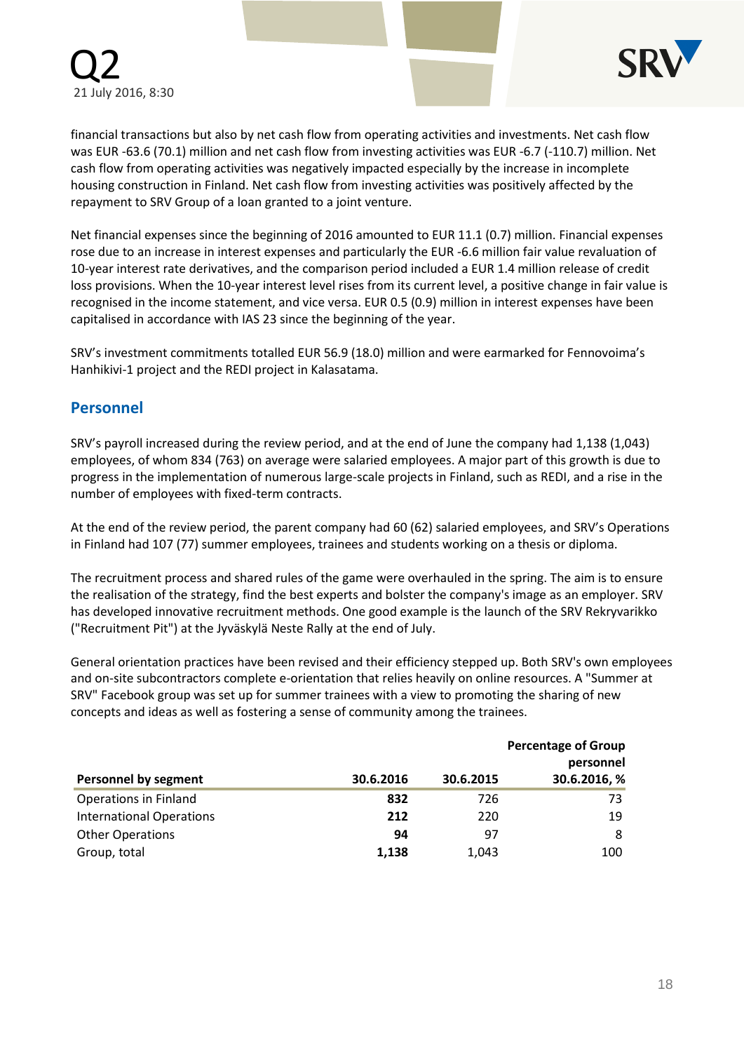financial transactions but also by net cash flow from operating activities and investments. Net cash flow was EUR -63.6 (70.1) million and net cash flow from investing activities was EUR -6.7 (-110.7) million. Net cash flow from operating activities was negatively impacted especially by the increase in incomplete housing construction in Finland. Net cash flow from investing activities was positively affected by the repayment to SRV Group of a loan granted to a joint venture.

Net financial expenses since the beginning of 2016 amounted to EUR 11.1 (0.7) million. Financial expenses rose due to an increase in interest expenses and particularly the EUR -6.6 million fair value revaluation of 10-year interest rate derivatives, and the comparison period included a EUR 1.4 million release of credit loss provisions. When the 10-year interest level rises from its current level, a positive change in fair value is recognised in the income statement, and vice versa. EUR 0.5 (0.9) million in interest expenses have been capitalised in accordance with IAS 23 since the beginning of the year.

SRV's investment commitments totalled EUR 56.9 (18.0) million and were earmarked for Fennovoima's Hanhikivi-1 project and the REDI project in Kalasatama.

## Personnel

SRV's payroll increased during the review period, and at the end of June the company had 1,138 (1,043) employees, of whom 834 (763) on average were salaried employees. A major part of this growth is due to progress in the implementation of numerous large-scale projects in Finland, such as REDI, and a rise in the number of employees with fixed-term contracts.

At the end of the review period, the parent company had 60 (62) salaried employees, and SRV's Operations in Finland had 107 (77) summer employees, trainees and students working on a thesis or diploma.

The recruitment process and shared rules of the game were overhauled in the spring. The aim is to ensure the realisation of the strategy, find the best experts and bolster the company's image as an employer. SRV has developed innovative recruitment methods. One good example is the launch of the SRV Rekryvarikko ("Recruitment Pit") at the Jyväskylä Neste Rally at the end of July.

General orientation practices have been revised and their efficiency stepped up. Both SRV's own employees and on-site subcontractors complete e-orientation that relies heavily on online resources. A "Summer at SRV" Facebook group was set up for summer trainees with a view to promoting the sharing of new concepts and ideas as well as fostering a sense of community among the trainees.

| Personnel by segment | 30.6.2016 | 30.6.2015 | Percentage of Group personnel 30.6.2016, % |
|---|---|---|---|
| Operations in Finland | **832** | 726 | 73 |
| International Operations | **212** | 220 | 19 |
| Other Operations | **94** | 97 | 8 |
| Group, total | **1,138** | 1,043 | 100 |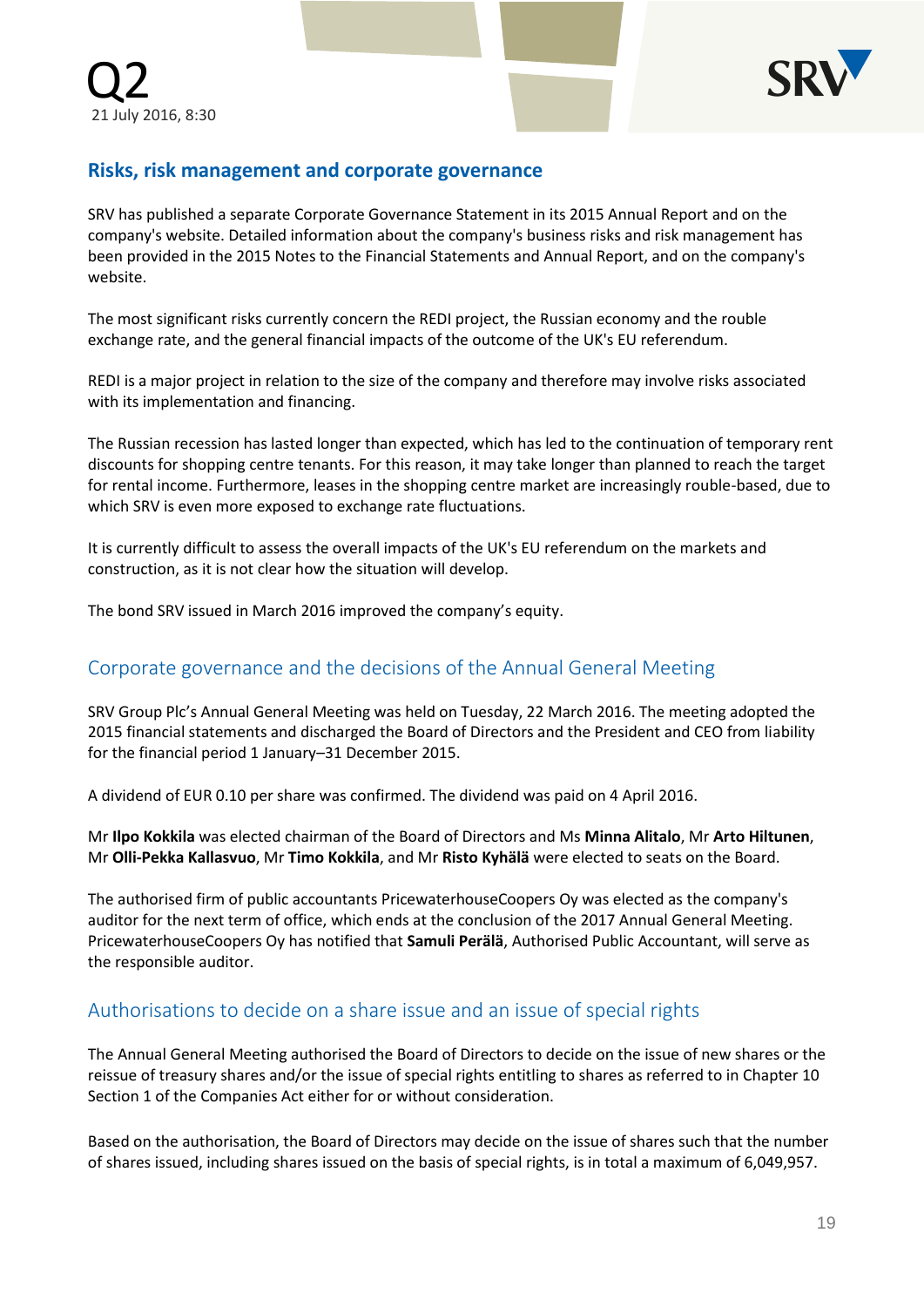## Risks, risk management and corporate governance

SRV has published a separate Corporate Governance Statement in its 2015 Annual Report and on the company's website. Detailed information about the company's business risks and risk management has been provided in the 2015 Notes to the Financial Statements and Annual Report, and on the company's website.

The most significant risks currently concern the REDI project, the Russian economy and the rouble exchange rate, and the general financial impacts of the outcome of the UK's EU referendum.

REDI is a major project in relation to the size of the company and therefore may involve risks associated with its implementation and financing.

The Russian recession has lasted longer than expected, which has led to the continuation of temporary rent discounts for shopping centre tenants. For this reason, it may take longer than planned to reach the target for rental income. Furthermore, leases in the shopping centre market are increasingly rouble-based, due to which SRV is even more exposed to exchange rate fluctuations.

It is currently difficult to assess the overall impacts of the UK's EU referendum on the markets and construction, as it is not clear how the situation will develop.

The bond SRV issued in March 2016 improved the company's equity.

### Corporate governance and the decisions of the Annual General Meeting

SRV Group Plc's Annual General Meeting was held on Tuesday, 22 March 2016. The meeting adopted the 2015 financial statements and discharged the Board of Directors and the President and CEO from liability for the financial period 1 January–31 December 2015.

A dividend of EUR 0.10 per share was confirmed. The dividend was paid on 4 April 2016.

Mr **Ilpo Kokkila** was elected chairman of the Board of Directors and Ms **Minna Alitalo**, Mr **Arto Hiltunen**, Mr **Olli-Pekka Kallasvuo**, Mr **Timo Kokkila**, and Mr **Risto Kyhälä** were elected to seats on the Board.

The authorised firm of public accountants PricewaterhouseCoopers Oy was elected as the company's auditor for the next term of office, which ends at the conclusion of the 2017 Annual General Meeting. PricewaterhouseCoopers Oy has notified that **Samuli Perälä**, Authorised Public Accountant, will serve as the responsible auditor.

### Authorisations to decide on a share issue and an issue of special rights

The Annual General Meeting authorised the Board of Directors to decide on the issue of new shares or the reissue of treasury shares and/or the issue of special rights entitling to shares as referred to in Chapter 10 Section 1 of the Companies Act either for or without consideration.

Based on the authorisation, the Board of Directors may decide on the issue of shares such that the number of shares issued, including shares issued on the basis of special rights, is in total a maximum of 6,049,957.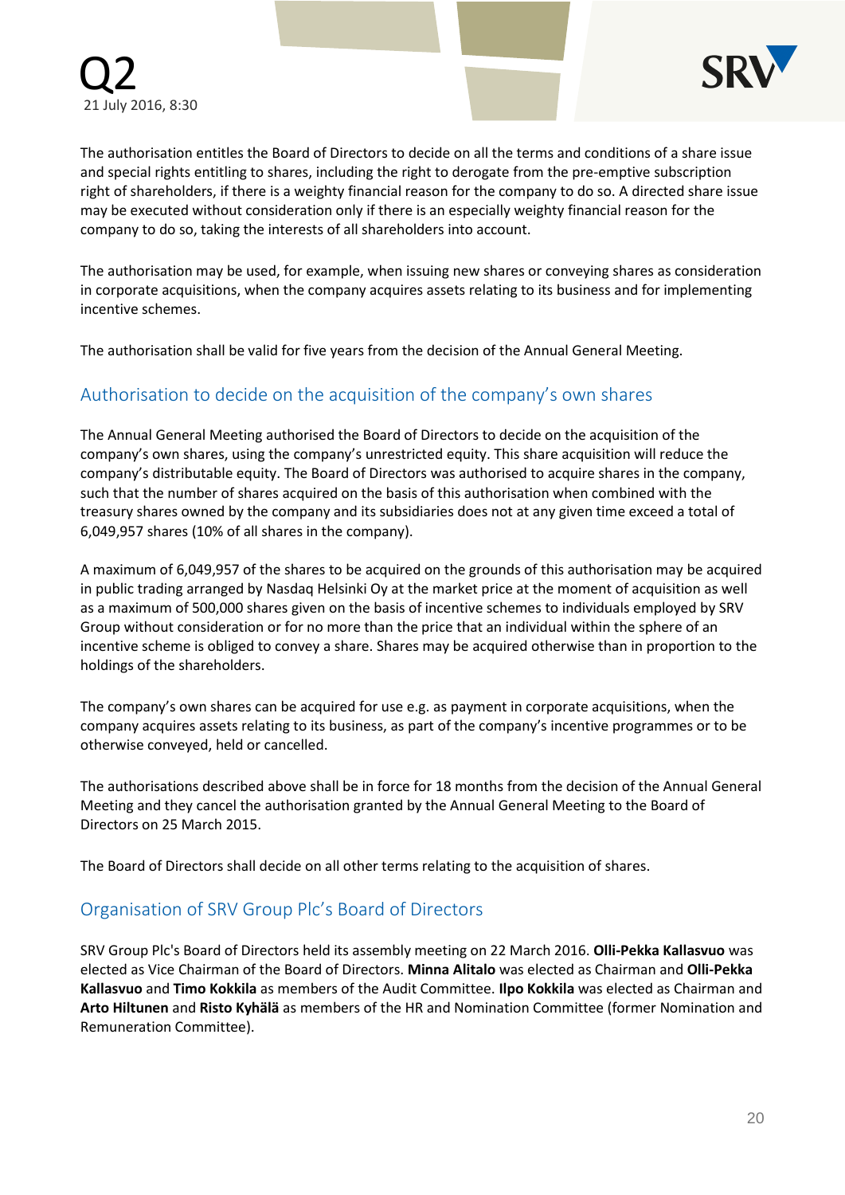The authorisation entitles the Board of Directors to decide on all the terms and conditions of a share issue and special rights entitling to shares, including the right to derogate from the pre-emptive subscription right of shareholders, if there is a weighty financial reason for the company to do so. A directed share issue may be executed without consideration only if there is an especially weighty financial reason for the company to do so, taking the interests of all shareholders into account.

The authorisation may be used, for example, when issuing new shares or conveying shares as consideration in corporate acquisitions, when the company acquires assets relating to its business and for implementing incentive schemes.

The authorisation shall be valid for five years from the decision of the Annual General Meeting.

## Authorisation to decide on the acquisition of the company's own shares

The Annual General Meeting authorised the Board of Directors to decide on the acquisition of the company's own shares, using the company's unrestricted equity. This share acquisition will reduce the company's distributable equity. The Board of Directors was authorised to acquire shares in the company, such that the number of shares acquired on the basis of this authorisation when combined with the treasury shares owned by the company and its subsidiaries does not at any given time exceed a total of 6,049,957 shares (10% of all shares in the company).

A maximum of 6,049,957 of the shares to be acquired on the grounds of this authorisation may be acquired in public trading arranged by Nasdaq Helsinki Oy at the market price at the moment of acquisition as well as a maximum of 500,000 shares given on the basis of incentive schemes to individuals employed by SRV Group without consideration or for no more than the price that an individual within the sphere of an incentive scheme is obliged to convey a share. Shares may be acquired otherwise than in proportion to the holdings of the shareholders.

The company's own shares can be acquired for use e.g. as payment in corporate acquisitions, when the company acquires assets relating to its business, as part of the company's incentive programmes or to be otherwise conveyed, held or cancelled.

The authorisations described above shall be in force for 18 months from the decision of the Annual General Meeting and they cancel the authorisation granted by the Annual General Meeting to the Board of Directors on 25 March 2015.

The Board of Directors shall decide on all other terms relating to the acquisition of shares.

## Organisation of SRV Group Plc's Board of Directors

SRV Group Plc's Board of Directors held its assembly meeting on 22 March 2016. **Olli-Pekka Kallasvuo** was elected as Vice Chairman of the Board of Directors. **Minna Alitalo** was elected as Chairman and **Olli-Pekka Kallasvuo** and **Timo Kokkila** as members of the Audit Committee. **Ilpo Kokkila** was elected as Chairman and **Arto Hiltunen** and **Risto Kyhälä** as members of the HR and Nomination Committee (former Nomination and Remuneration Committee).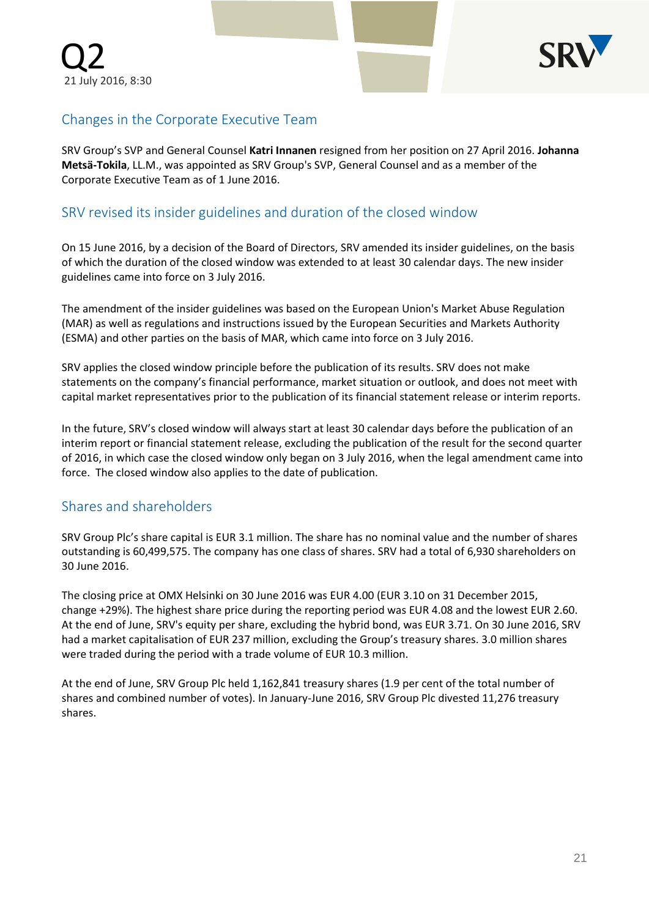## Changes in the Corporate Executive Team

SRV Group's SVP and General Counsel **Katri Innanen** resigned from her position on 27 April 2016. **Johanna Metsä-Tokila**, LL.M., was appointed as SRV Group's SVP, General Counsel and as a member of the Corporate Executive Team as of 1 June 2016.

## SRV revised its insider guidelines and duration of the closed window

On 15 June 2016, by a decision of the Board of Directors, SRV amended its insider guidelines, on the basis of which the duration of the closed window was extended to at least 30 calendar days. The new insider guidelines came into force on 3 July 2016.

The amendment of the insider guidelines was based on the European Union's Market Abuse Regulation (MAR) as well as regulations and instructions issued by the European Securities and Markets Authority (ESMA) and other parties on the basis of MAR, which came into force on 3 July 2016.

SRV applies the closed window principle before the publication of its results. SRV does not make statements on the company's financial performance, market situation or outlook, and does not meet with capital market representatives prior to the publication of its financial statement release or interim reports.

In the future, SRV's closed window will always start at least 30 calendar days before the publication of an interim report or financial statement release, excluding the publication of the result for the second quarter of 2016, in which case the closed window only began on 3 July 2016, when the legal amendment came into force. The closed window also applies to the date of publication.

## Shares and shareholders

SRV Group Plc's share capital is EUR 3.1 million. The share has no nominal value and the number of shares outstanding is 60,499,575. The company has one class of shares. SRV had a total of 6,930 shareholders on 30 June 2016.

The closing price at OMX Helsinki on 30 June 2016 was EUR 4.00 (EUR 3.10 on 31 December 2015, change +29%). The highest share price during the reporting period was EUR 4.08 and the lowest EUR 2.60. At the end of June, SRV's equity per share, excluding the hybrid bond, was EUR 3.71. On 30 June 2016, SRV had a market capitalisation of EUR 237 million, excluding the Group's treasury shares. 3.0 million shares were traded during the period with a trade volume of EUR 10.3 million.

At the end of June, SRV Group Plc held 1,162,841 treasury shares (1.9 per cent of the total number of shares and combined number of votes). In January-June 2016, SRV Group Plc divested 11,276 treasury shares.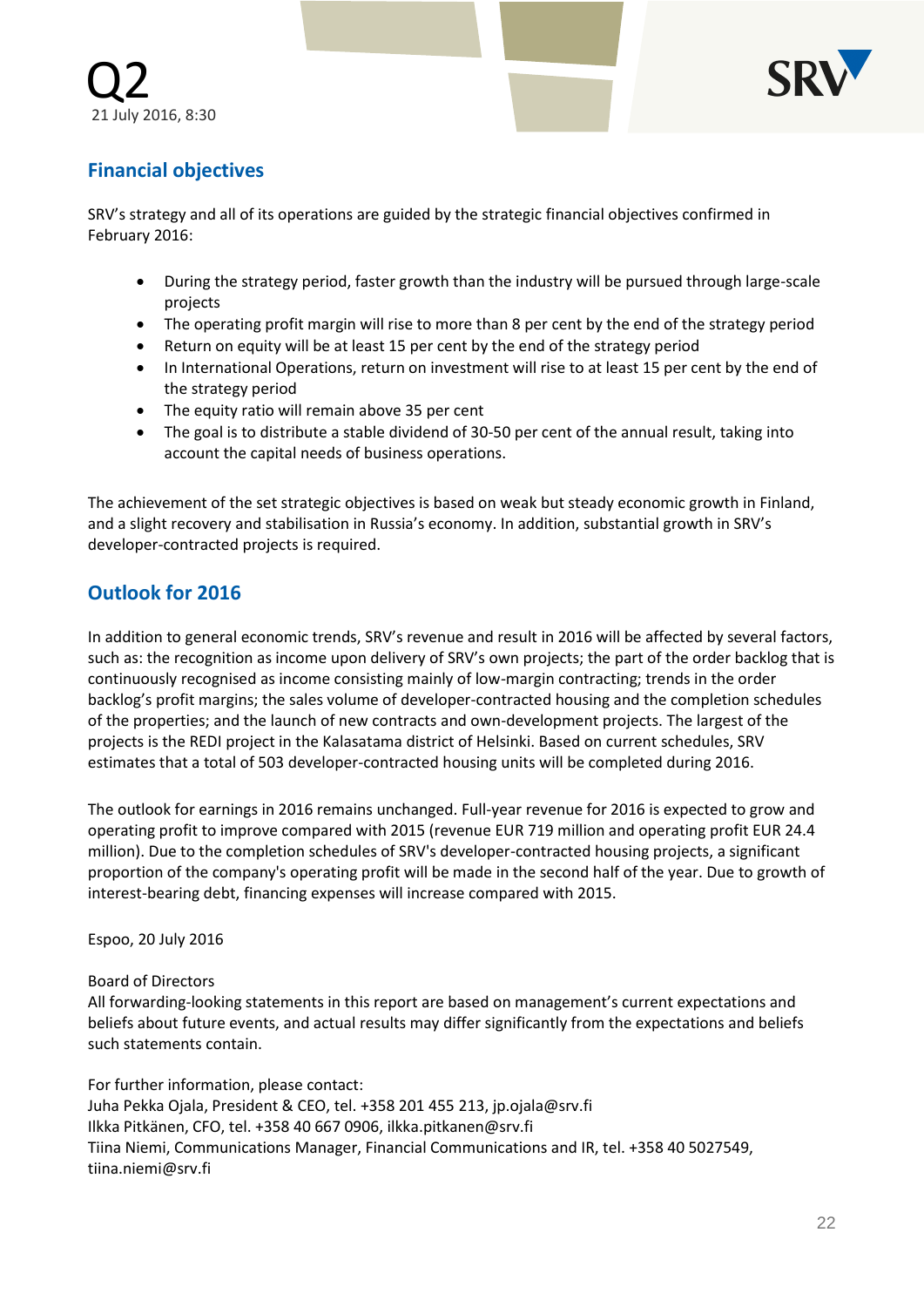## Financial objectives

SRV's strategy and all of its operations are guided by the strategic financial objectives confirmed in February 2016:

- During the strategy period, faster growth than the industry will be pursued through large-scale projects
- The operating profit margin will rise to more than 8 per cent by the end of the strategy period
- Return on equity will be at least 15 per cent by the end of the strategy period
- In International Operations, return on investment will rise to at least 15 per cent by the end of the strategy period
- The equity ratio will remain above 35 per cent
- The goal is to distribute a stable dividend of 30-50 per cent of the annual result, taking into account the capital needs of business operations.

The achievement of the set strategic objectives is based on weak but steady economic growth in Finland, and a slight recovery and stabilisation in Russia's economy. In addition, substantial growth in SRV's developer-contracted projects is required.

## Outlook for 2016

In addition to general economic trends, SRV's revenue and result in 2016 will be affected by several factors, such as: the recognition as income upon delivery of SRV's own projects; the part of the order backlog that is continuously recognised as income consisting mainly of low-margin contracting; trends in the order backlog's profit margins; the sales volume of developer-contracted housing and the completion schedules of the properties; and the launch of new contracts and own-development projects. The largest of the projects is the REDI project in the Kalasatama district of Helsinki. Based on current schedules, SRV estimates that a total of 503 developer-contracted housing units will be completed during 2016.

The outlook for earnings in 2016 remains unchanged. Full-year revenue for 2016 is expected to grow and operating profit to improve compared with 2015 (revenue EUR 719 million and operating profit EUR 24.4 million). Due to the completion schedules of SRV's developer-contracted housing projects, a significant proportion of the company's operating profit will be made in the second half of the year. Due to growth of interest-bearing debt, financing expenses will increase compared with 2015.

Espoo, 20 July 2016

Board of Directors
All forwarding-looking statements in this report are based on management's current expectations and beliefs about future events, and actual results may differ significantly from the expectations and beliefs such statements contain.

For further information, please contact:
Juha Pekka Ojala, President & CEO, tel. +358 201 455 213, jp.ojala@srv.fi
Ilkka Pitkänen, CFO, tel. +358 40 667 0906, ilkka.pitkanen@srv.fi
Tiina Niemi, Communications Manager, Financial Communications and IR, tel. +358 40 5027549, tiina.niemi@srv.fi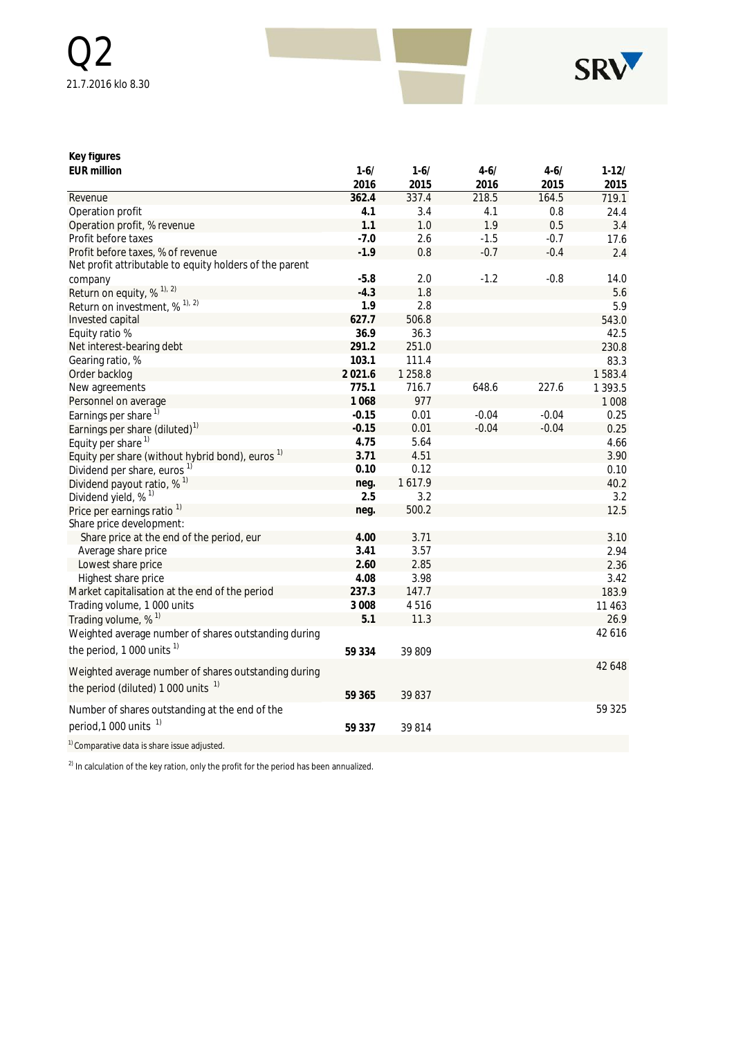Q2

21.7.2016 klo 8.30

**Key figures**

| EUR million | 1-6/ 2016 | 1-6/ 2015 | 4-6/ 2016 | 4-6/ 2015 | 1-12/ 2015 |
|---|---|---|---|---|---|
| Revenue | **362.4** | 337.4 | 218.5 | 164.5 | 719.1 |
| Operation profit | **4.1** | 3.4 | 4.1 | 0.8 | 24.4 |
| Operation profit, % revenue | **1.1** | 1.0 | 1.9 | 0.5 | 3.4 |
| Profit before taxes | **-7.0** | 2.6 | -1.5 | -0.7 | 17.6 |
| Profit before taxes, % of revenue | **-1.9** | 0.8 | -0.7 | -0.4 | 2.4 |
| Net profit attributable to equity holders of the parent company | **-5.8** | 2.0 | -1.2 | -0.8 | 14.0 |
| Return on equity, % [1), 2)] | **-4.3** | 1.8 | | | 5.6 |
| Return on investment, % [1), 2)] | **1.9** | 2.8 | | | 5.9 |
| Invested capital | **627.7** | 506.8 | | | 543.0 |
| Equity ratio % | **36.9** | 36.3 | | | 42.5 |
| Net interest-bearing debt | **291.2** | 251.0 | | | 230.8 |
| Gearing ratio, % | **103.1** | 111.4 | | | 83.3 |
| Order backlog | **2 021.6** | 1 258.8 | | | 1 583.4 |
| New agreements | **775.1** | 716.7 | 648.6 | 227.6 | 1 393.5 |
| Personnel on average | **1 068** | 977 | | | 1 008 |
| Earnings per share [1)] | **-0.15** | 0.01 | -0.04 | -0.04 | 0.25 |
| Earnings per share (diluted)[1)] | **-0.15** | 0.01 | -0.04 | -0.04 | 0.25 |
| Equity per share [1)] | **4.75** | 5.64 | | | 4.66 |
| Equity per share (without hybrid bond), euros [1)] | **3.71** | 4.51 | | | 3.90 |
| Dividend per share, euros [1)] | **0.10** | 0.12 | | | 0.10 |
| Dividend payout ratio, % [1)] | **neg.** | 1 617.9 | | | 40.2 |
| Dividend yield, % [1)] | **2.5** | 3.2 | | | 3.2 |
| Price per earnings ratio [1)] | **neg.** | 500.2 | | | 12.5 |
| Share price development: | | | | | |
| Share price at the end of the period, eur | **4.00** | 3.71 | | | 3.10 |
| Average share price | **3.41** | 3.57 | | | 2.94 |
| Lowest share price | **2.60** | 2.85 | | | 2.36 |
| Highest share price | **4.08** | 3.98 | | | 3.42 |
| Market capitalisation at the end of the period | **237.3** | 147.7 | | | 183.9 |
| Trading volume, 1 000 units | **3 008** | 4 516 | | | 11 463 |
| Trading volume, % [1)] | **5.1** | 11.3 | | | 26.9 |
| Weighted average number of shares outstanding during the period, 1 000 units [1)] | **59 334** | 39 809 | | | 42 616 |
| Weighted average number of shares outstanding during the period (diluted) 1 000 units [1)] | **59 365** | 39 837 | | | 42 648 |
| Number of shares outstanding at the end of the period,1 000 units [1)] | **59 337** | 39 814 | | | 59 325 |

[1)] Comparative data is share issue adjusted.

[2)] In calculation of the key ration, only the profit for the period has been annualized.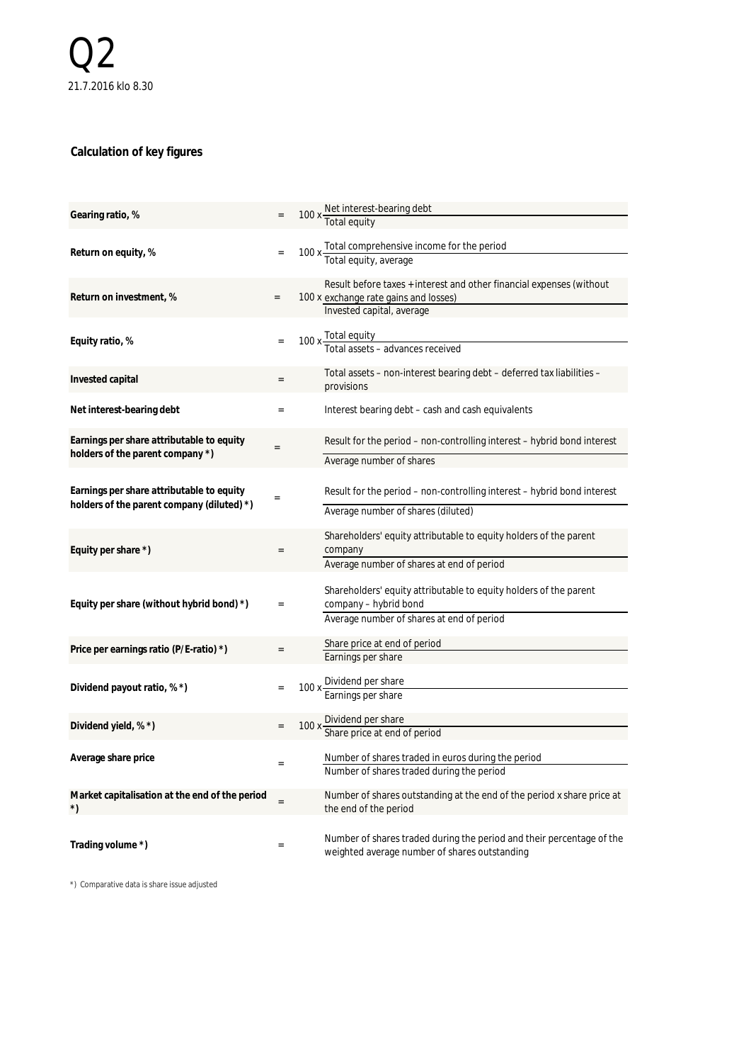Q2

21.7.2016 klo 8.30

## Calculation of key figures

| | | |
|---|---|---|
| **Gearing ratio, %** | = | 100 x Net interest-bearing debt / Total equity |
| **Return on equity, %** | = | 100 x Total comprehensive income for the period / Total equity, average |
| **Return on investment, %** | = | 100 x Result before taxes + interest and other financial expenses (without exchange rate gains and losses) / Invested capital, average |
| **Equity ratio, %** | = | 100 x Total equity / Total assets – advances received |
| **Invested capital** | = | Total assets – non-interest bearing debt – deferred tax liabilities – provisions |
| **Net interest-bearing debt** | = | Interest bearing debt – cash and cash equivalents |
| **Earnings per share attributable to equity holders of the parent company *)** | = | Result for the period – non-controlling interest – hybrid bond interest / Average number of shares |
| **Earnings per share attributable to equity holders of the parent company (diluted) *)** | = | Result for the period – non-controlling interest – hybrid bond interest / Average number of shares (diluted) |
| **Equity per share *)** | = | Shareholders' equity attributable to equity holders of the parent company / Average number of shares at end of period |
| **Equity per share (without hybrid bond) *)** | = | Shareholders' equity attributable to equity holders of the parent company – hybrid bond / Average number of shares at end of period |
| **Price per earnings ratio (P/E-ratio) *)** | = | Share price at end of period / Earnings per share |
| **Dividend payout ratio, % *)** | = | 100 x Dividend per share / Earnings per share |
| **Dividend yield, % *)** | = | 100 x Dividend per share / Share price at end of period |
| **Average share price** | = | Number of shares traded in euros during the period / Number of shares traded during the period |
| **Market capitalisation at the end of the period *)** | = | Number of shares outstanding at the end of the period x share price at the end of the period |
| **Trading volume *)** | = | Number of shares traded during the period and their percentage of the weighted average number of shares outstanding |

*) Comparative data is share issue adjusted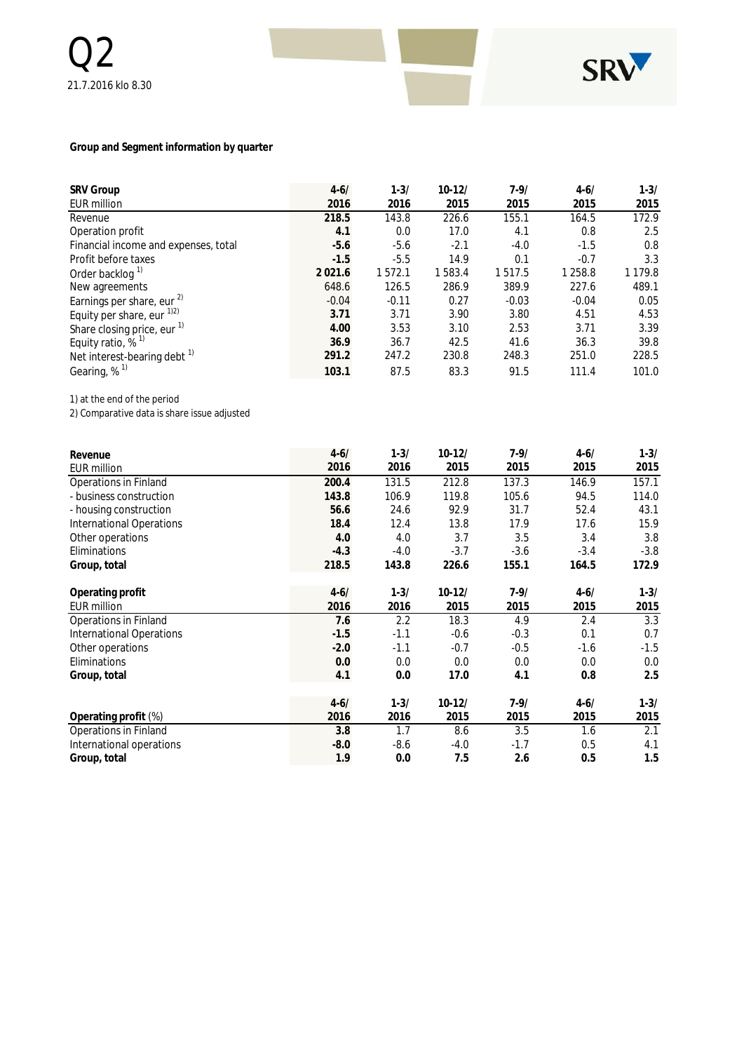Q2

21.7.2016 klo 8.30

## Group and Segment information by quarter

| SRV Group<br>EUR million | 4-6/<br>2016 | 1-3/<br>2016 | 10-12/<br>2015 | 7-9/<br>2015 | 4-6/<br>2015 | 1-3/<br>2015 |
|---|---|---|---|---|---|---|
| Revenue | **218.5** | 143.8 | 226.6 | 155.1 | 164.5 | 172.9 |
| Operation profit | **4.1** | 0.0 | 17.0 | 4.1 | 0.8 | 2.5 |
| Financial income and expenses, total | **-5.6** | -5.6 | -2.1 | -4.0 | -1.5 | 0.8 |
| Profit before taxes | **-1.5** | -5.5 | 14.9 | 0.1 | -0.7 | 3.3 |
| Order backlog [1] | **2 021.6** | 1 572.1 | 1 583.4 | 1 517.5 | 1 258.8 | 1 179.8 |
| New agreements | 648.6 | 126.5 | 286.9 | 389.9 | 227.6 | 489.1 |
| Earnings per share, eur [2] | -0.04 | -0.11 | 0.27 | -0.03 | -0.04 | 0.05 |
| Equity per share, eur [1,2] | **3.71** | 3.71 | 3.90 | 3.80 | 4.51 | 4.53 |
| Share closing price, eur [1] | **4.00** | 3.53 | 3.10 | 2.53 | 3.71 | 3.39 |
| Equity ratio, % [1] | **36.9** | 36.7 | 42.5 | 41.6 | 36.3 | 39.8 |
| Net interest-bearing debt [1] | 291.2 | 247.2 | 230.8 | 248.3 | 251.0 | 228.5 |
| Gearing, % [1] | **103.1** | 87.5 | 83.3 | 91.5 | 111.4 | 101.0 |

1) at the end of the period

2) Comparative data is share issue adjusted

| Revenue<br>EUR million | 4-6/<br>2016 | 1-3/<br>2016 | 10-12/<br>2015 | 7-9/<br>2015 | 4-6/<br>2015 | 1-3/<br>2015 |
|---|---|---|---|---|---|---|
| Operations in Finland | **200.4** | 131.5 | 212.8 | 137.3 | 146.9 | 157.1 |
| - business construction | **143.8** | 106.9 | 119.8 | 105.6 | 94.5 | 114.0 |
| - housing construction | **56.6** | 24.6 | 92.9 | 31.7 | 52.4 | 43.1 |
| International Operations | **18.4** | 12.4 | 13.8 | 17.9 | 17.6 | 15.9 |
| Other operations | **4.0** | 4.0 | 3.7 | 3.5 | 3.4 | 3.8 |
| Eliminations | **-4.3** | -4.0 | -3.7 | -3.6 | -3.4 | -3.8 |
| **Group, total** | **218.5** | **143.8** | **226.6** | **155.1** | **164.5** | **172.9** |

| Operating profit<br>EUR million | 4-6/<br>2016 | 1-3/<br>2016 | 10-12/<br>2015 | 7-9/<br>2015 | 4-6/<br>2015 | 1-3/<br>2015 |
|---|---|---|---|---|---|---|
| Operations in Finland | **7.6** | 2.2 | 18.3 | 4.9 | 2.4 | 3.3 |
| International Operations | **-1.5** | -1.1 | -0.6 | -0.3 | 0.1 | 0.7 |
| Other operations | **-2.0** | -1.1 | -0.7 | -0.5 | -1.6 | -1.5 |
| Eliminations | **0.0** | 0.0 | 0.0 | 0.0 | 0.0 | 0.0 |
| **Group, total** | **4.1** | **0.0** | **17.0** | **4.1** | **0.8** | **2.5** |

| **Operating profit** (%) | 4-6/<br>2016 | 1-3/<br>2016 | 10-12/<br>2015 | 7-9/<br>2015 | 4-6/<br>2015 | 1-3/<br>2015 |
|---|---|---|---|---|---|---|
| Operations in Finland | **3.8** | 1.7 | 8.6 | 3.5 | 1.6 | 2.1 |
| International operations | **-8.0** | -8.6 | -4.0 | -1.7 | 0.5 | 4.1 |
| **Group, total** | **1.9** | **0.0** | **7.5** | **2.6** | **0.5** | **1.5** |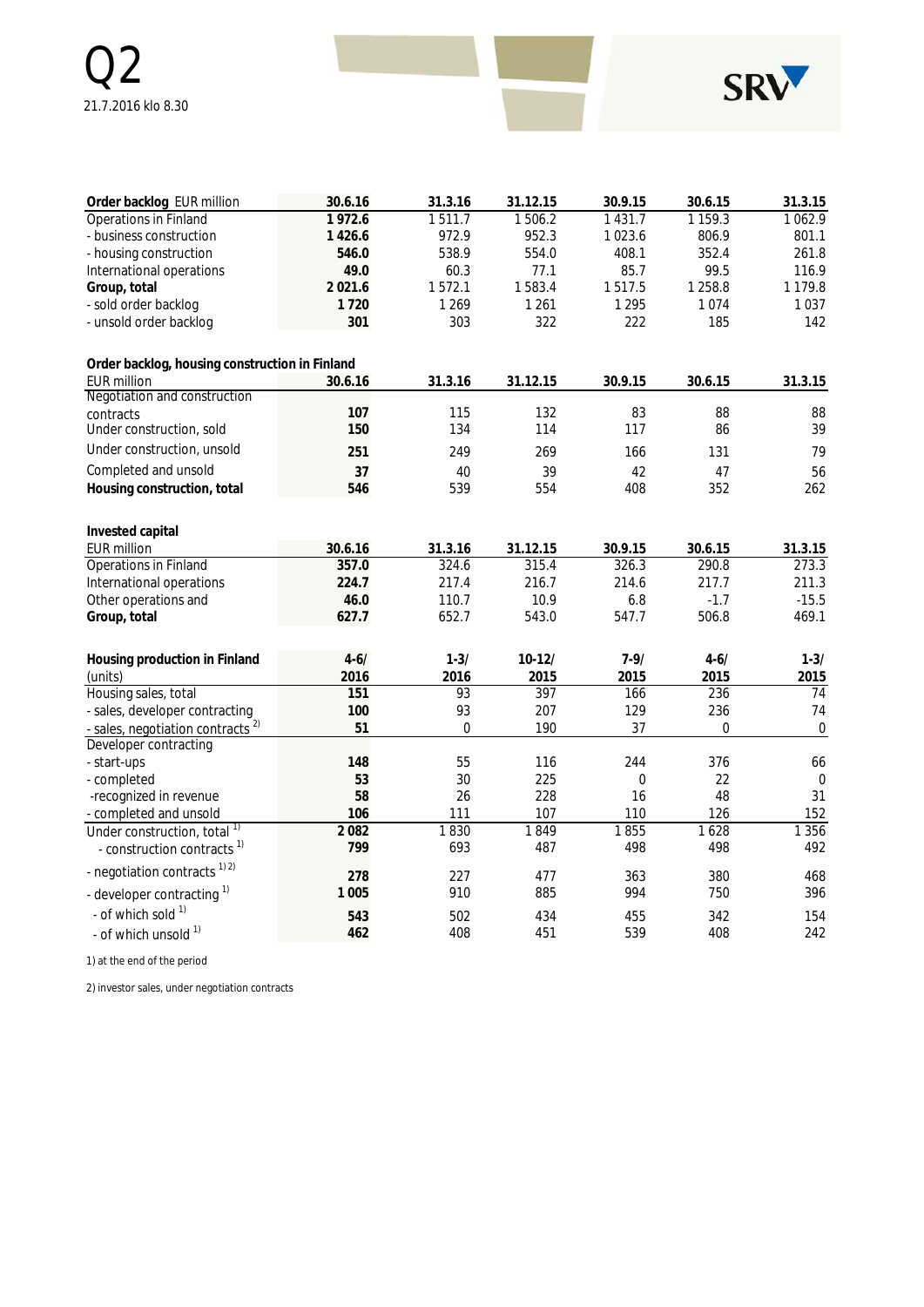| **Order backlog** EUR million | **30.6.16** | **31.3.16** | **31.12.15** | **30.9.15** | **30.6.15** | **31.3.15** |
|---|---|---|---|---|---|---|
| Operations in Finland | **1 972.6** | 1 511.7 | 1 506.2 | 1 431.7 | 1 159.3 | 1 062.9 |
| - business construction | **1 426.6** | 972.9 | 952.3 | 1 023.6 | 806.9 | 801.1 |
| - housing construction | **546.0** | 538.9 | 554.0 | 408.1 | 352.4 | 261.8 |
| International operations | **49.0** | 60.3 | 77.1 | 85.7 | 99.5 | 116.9 |
| **Group, total** | **2 021.6** | 1 572.1 | 1 583.4 | 1 517.5 | 1 258.8 | 1 179.8 |
| - sold order backlog | **1 720** | 1 269 | 1 261 | 1 295 | 1 074 | 1 037 |
| - unsold order backlog | **301** | 303 | 322 | 222 | 185 | 142 |

| **Order backlog, housing construction in Finland** EUR million | **30.6.16** | **31.3.16** | **31.12.15** | **30.9.15** | **30.6.15** | **31.3.15** |
|---|---|---|---|---|---|---|
| Negotiation and construction contracts | **107** | 115 | 132 | 83 | 88 | 88 |
| Under construction, sold | **150** | 134 | 114 | 117 | 86 | 39 |
| Under construction, unsold | **251** | 249 | 269 | 166 | 131 | 79 |
| Completed and unsold | **37** | 40 | 39 | 42 | 47 | 56 |
| **Housing construction, total** | **546** | 539 | 554 | 408 | 352 | 262 |

| **Invested capital** EUR million | **30.6.16** | **31.3.16** | **31.12.15** | **30.9.15** | **30.6.15** | **31.3.15** |
|---|---|---|---|---|---|---|
| Operations in Finland | **357.0** | 324.6 | 315.4 | 326.3 | 290.8 | 273.3 |
| International operations | **224.7** | 217.4 | 216.7 | 214.6 | 217.7 | 211.3 |
| Other operations and | **46.0** | 110.7 | 10.9 | 6.8 | -1.7 | -15.5 |
| **Group, total** | **627.7** | 652.7 | 543.0 | 547.7 | 506.8 | 469.1 |

| **Housing production in Finland** (units) | **4-6/ 2016** | **1-3/ 2016** | **10-12/ 2015** | **7-9/ 2015** | **4-6/ 2015** | **1-3/ 2015** |
|---|---|---|---|---|---|---|
| Housing sales, total | **151** | 93 | 397 | 166 | 236 | 74 |
| - sales, developer contracting | **100** | 93 | 207 | 129 | 236 | 74 |
| - sales, negotiation contracts [2] | **51** | 0 | 190 | 37 | 0 | 0 |
| Developer contracting | | | | | | |
| - start-ups | **148** | 55 | 116 | 244 | 376 | 66 |
| - completed | **53** | 30 | 225 | 0 | 22 | 0 |
| -recognized in revenue | **58** | 26 | 228 | 16 | 48 | 31 |
| - completed and unsold | **106** | 111 | 107 | 110 | 126 | 152 |
| Under construction, total [1] | **2 082** | 1 830 | 1 849 | 1 855 | 1 628 | 1 356 |
| - construction contracts [1] | **799** | 693 | 487 | 498 | 498 | 492 |
| - negotiation contracts [1) 2)] | **278** | 227 | 477 | 363 | 380 | 468 |
| - developer contracting [1] | **1 005** | 910 | 885 | 994 | 750 | 396 |
| - of which sold [1] | **543** | 502 | 434 | 455 | 342 | 154 |
| - of which unsold [1] | **462** | 408 | 451 | 539 | 408 | 242 |

1) at the end of the period

2) investor sales, under negotiation contracts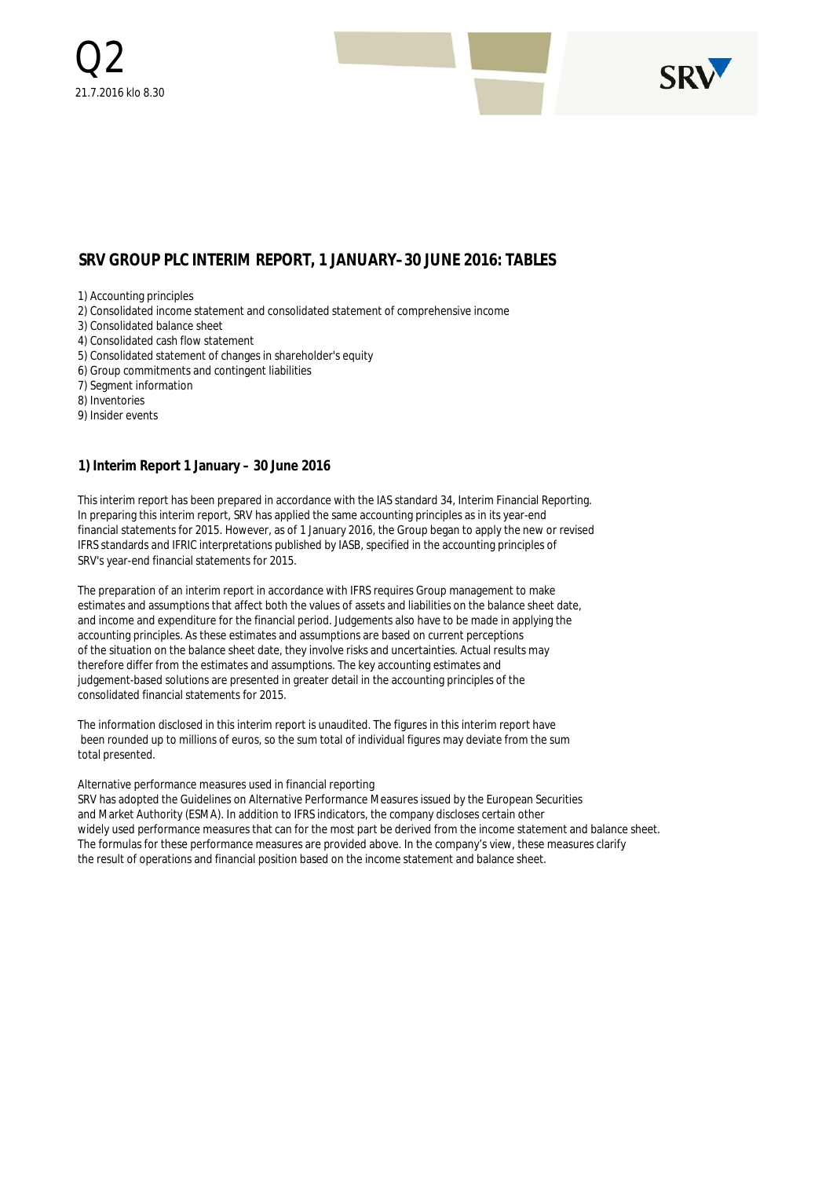Q2

21.7.2016 klo 8.30

## SRV GROUP PLC INTERIM REPORT, 1 JANUARY–30 JUNE 2016: TABLES

1) Accounting principles
2) Consolidated income statement and consolidated statement of comprehensive income
3) Consolidated balance sheet
4) Consolidated cash flow statement
5) Consolidated statement of changes in shareholder's equity
6) Group commitments and contingent liabilities
7) Segment information
8) Inventories
9) Insider events

### 1) Interim Report 1 January – 30 June 2016

This interim report has been prepared in accordance with the IAS standard 34, Interim Financial Reporting. In preparing this interim report, SRV has applied the same accounting principles as in its year-end financial statements for 2015. However, as of 1 January 2016, the Group began to apply the new or revised IFRS standards and IFRIC interpretations published by IASB, specified in the accounting principles of SRV's year-end financial statements for 2015.

The preparation of an interim report in accordance with IFRS requires Group management to make estimates and assumptions that affect both the values of assets and liabilities on the balance sheet date, and income and expenditure for the financial period. Judgements also have to be made in applying the accounting principles. As these estimates and assumptions are based on current perceptions of the situation on the balance sheet date, they involve risks and uncertainties. Actual results may therefore differ from the estimates and assumptions. The key accounting estimates and judgement-based solutions are presented in greater detail in the accounting principles of the consolidated financial statements for 2015.

The information disclosed in this interim report is unaudited. The figures in this interim report have been rounded up to millions of euros, so the sum total of individual figures may deviate from the sum total presented.

Alternative performance measures used in financial reporting
SRV has adopted the Guidelines on Alternative Performance Measures issued by the European Securities and Market Authority (ESMA). In addition to IFRS indicators, the company discloses certain other widely used performance measures that can for the most part be derived from the income statement and balance sheet. The formulas for these performance measures are provided above. In the company's view, these measures clarify the result of operations and financial position based on the income statement and balance sheet.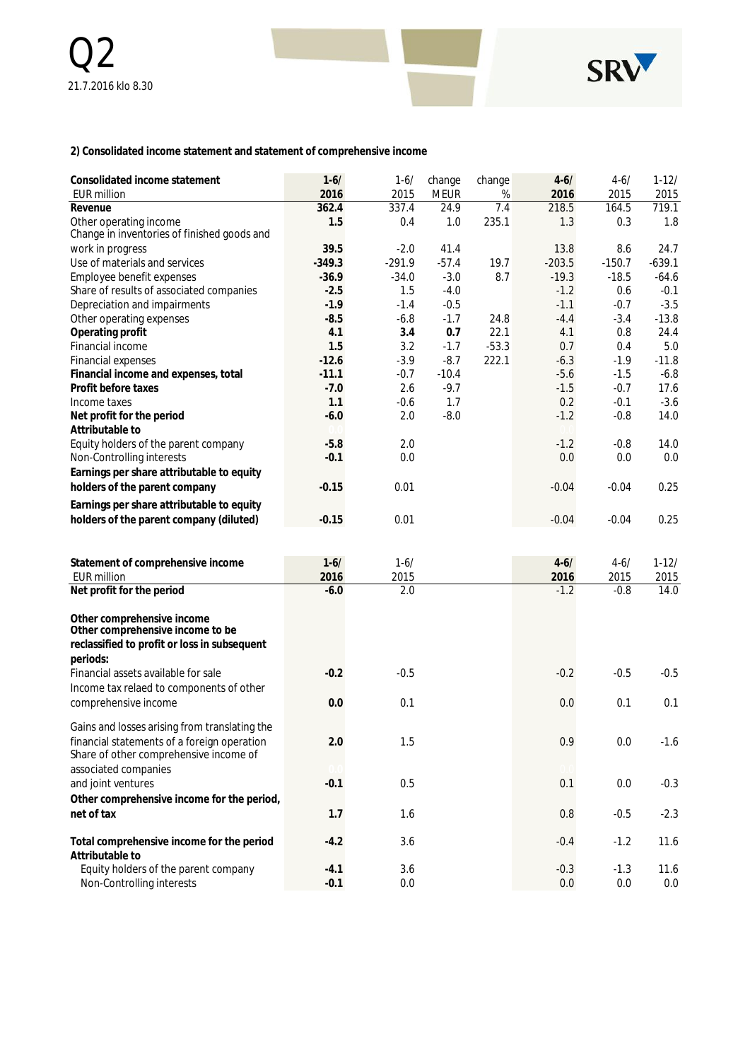## 2) Consolidated income statement and statement of comprehensive income

| Consolidated income statement<br>EUR million | 1-6/<br>2016 | 1-6/<br>2015 | change<br>MEUR | change<br>% | 4-6/<br>2016 | 4-6/<br>2015 | 1-12/<br>2015 |
|---|---|---|---|---|---|---|---|
| **Revenue** | **362.4** | 337.4 | 24.9 | 7.4 | 218.5 | 164.5 | 719.1 |
| Other operating income | **1.5** | 0.4 | 1.0 | 235.1 | 1.3 | 0.3 | 1.8 |
| Change in inventories of finished goods and work in progress | **39.5** | -2.0 | 41.4 | | 13.8 | 8.6 | 24.7 |
| Use of materials and services | **-349.3** | -291.9 | -57.4 | 19.7 | -203.5 | -150.7 | -639.1 |
| Employee benefit expenses | **-36.9** | -34.0 | -3.0 | 8.7 | -19.3 | -18.5 | -64.6 |
| Share of results of associated companies | **-2.5** | 1.5 | -4.0 | | -1.2 | 0.6 | -0.1 |
| Depreciation and impairments | **-1.9** | -1.4 | -0.5 | | -1.1 | -0.7 | -3.5 |
| Other operating expenses | **-8.5** | -6.8 | -1.7 | 24.8 | -4.4 | -3.4 | -13.8 |
| **Operating profit** | **4.1** | **3.4** | **0.7** | 22.1 | 4.1 | 0.8 | 24.4 |
| Financial income | **1.5** | 3.2 | -1.7 | -53.3 | 0.7 | 0.4 | 5.0 |
| Financial expenses | **-12.6** | -3.9 | -8.7 | 222.1 | -6.3 | -1.9 | -11.8 |
| **Financial income and expenses, total** | **-11.1** | -0.7 | -10.4 | | -5.6 | -1.5 | -6.8 |
| **Profit before taxes** | **-7.0** | 2.6 | -9.7 | | -1.5 | -0.7 | 17.6 |
| Income taxes | **1.1** | -0.6 | 1.7 | | 0.2 | -0.1 | -3.6 |
| **Net profit for the period** | **-6.0** | 2.0 | -8.0 | | -1.2 | -0.8 | 14.0 |
| **Attributable to** | | | | | | | |
| Equity holders of the parent company | **-5.8** | 2.0 | | | -1.2 | -0.8 | 14.0 |
| Non-Controlling interests | **-0.1** | 0.0 | | | 0.0 | 0.0 | 0.0 |
| **Earnings per share attributable to equity holders of the parent company** | **-0.15** | 0.01 | | | -0.04 | -0.04 | 0.25 |
| **Earnings per share attributable to equity holders of the parent company (diluted)** | **-0.15** | 0.01 | | | -0.04 | -0.04 | 0.25 |

| Statement of comprehensive income<br>EUR million | 1-6/<br>2016 | 1-6/<br>2015 | 4-6/<br>2016 | 4-6/<br>2015 | 1-12/<br>2015 |
|---|---|---|---|---|---|
| **Net profit for the period** | **-6.0** | 2.0 | -1.2 | -0.8 | 14.0 |
| **Other comprehensive income** | | | | | |
| **Other comprehensive income to be reclassified to profit or loss in subsequent periods:** | | | | | |
| Financial assets available for sale | **-0.2** | -0.5 | -0.2 | -0.5 | -0.5 |
| Income tax relaed to components of other comprehensive income | **0.0** | 0.1 | 0.0 | 0.1 | 0.1 |
| Gains and losses arising from translating the financial statements of a foreign operation | **2.0** | 1.5 | 0.9 | 0.0 | -1.6 |
| Share of other comprehensive income of associated companies and joint ventures | **-0.1** | 0.5 | 0.1 | 0.0 | -0.3 |
| **Other comprehensive income for the period, net of tax** | **1.7** | 1.6 | 0.8 | -0.5 | -2.3 |
| **Total comprehensive income for the period** | **-4.2** | 3.6 | -0.4 | -1.2 | 11.6 |
| **Attributable to** | | | | | |
| Equity holders of the parent company | **-4.1** | 3.6 | -0.3 | -1.3 | 11.6 |
| Non-Controlling interests | **-0.1** | 0.0 | 0.0 | 0.0 | 0.0 |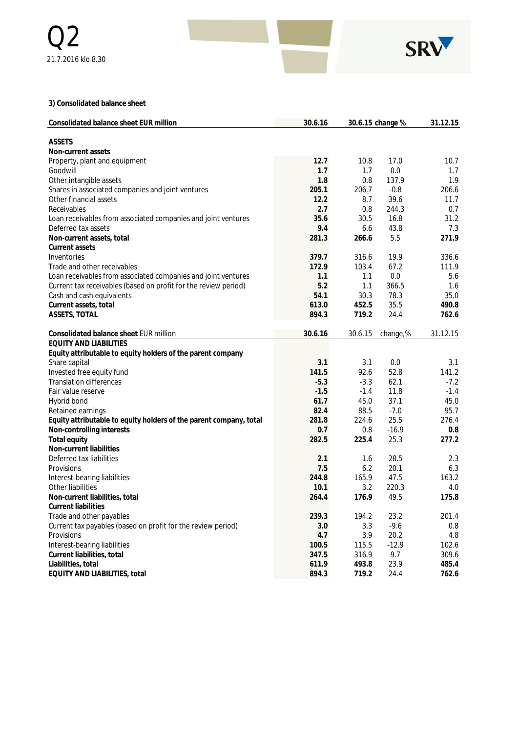### 3) Consolidated balance sheet

| Consolidated balance sheet EUR million | 30.6.16 | 30.6.15 | change % | 31.12.15 |
|---|---|---|---|---|
| **ASSETS** | | | | |
| **Non-current assets** | | | | |
| Property, plant and equipment | **12.7** | 10.8 | 17.0 | 10.7 |
| Goodwill | **1.7** | 1.7 | 0.0 | 1.7 |
| Other intangible assets | **1.8** | 0.8 | 137.9 | 1.9 |
| Shares in associated companies and joint ventures | **205.1** | 206.7 | -0.8 | 206.6 |
| Other financial assets | **12.2** | 8.7 | 39.6 | 11.7 |
| Receivables | **2.7** | 0.8 | 244.3 | 0.7 |
| Loan receivables from associated companies and joint ventures | **35.6** | 30.5 | 16.8 | 31.2 |
| Deferred tax assets | **9.4** | 6.6 | 43.8 | 7.3 |
| **Non-current assets, total** | **281.3** | **266.6** | 5.5 | **271.9** |
| **Current assets** | | | | |
| Inventories | **379.7** | 316.6 | 19.9 | 336.6 |
| Trade and other receivables | **172.9** | 103.4 | 67.2 | 111.9 |
| Loan receivables from associated companies and joint ventures | **1.1** | 1.1 | 0.0 | 5.6 |
| Current tax receivables (based on profit for the review period) | **5.2** | 1.1 | 366.5 | 1.6 |
| Cash and cash equivalents | **54.1** | 30.3 | 78.3 | 35.0 |
| **Current assets, total** | **613.0** | **452.5** | 35.5 | **490.8** |
| **ASSETS, TOTAL** | **894.3** | **719.2** | 24.4 | **762.6** |

| **Consolidated balance sheet** EUR million | 30.6.16 | 30.6.15 | change,% | 31.12.15 |
|---|---|---|---|---|
| **EQUITY AND LIABILITIES** | | | | |
| **Equity attributable to equity holders of the parent company** | | | | |
| Share capital | **3.1** | 3.1 | 0.0 | 3.1 |
| Invested free equity fund | **141.5** | 92.6 | 52.8 | 141.2 |
| Translation differences | **-5.3** | -3.3 | 62.1 | -7.2 |
| Fair value reserve | **-1.5** | -1.4 | 11.8 | -1.4 |
| Hybrid bond | **61.7** | 45.0 | 37.1 | 45.0 |
| Retained earnings | **82.4** | 88.5 | -7.0 | 95.7 |
| **Equity attributable to equity holders of the parent company, total** | **281.8** | 224.6 | 25.5 | 276.4 |
| **Non-controlling interests** | **0.7** | 0.8 | -16.9 | **0.8** |
| **Total equity** | **282.5** | 225.4 | 25.3 | **277.2** |
| **Non-current liabilities** | | | | |
| Deferred tax liabilities | **2.1** | 1.6 | 28.5 | 2.3 |
| Provisions | **7.5** | 6.2 | 20.1 | 6.3 |
| Interest-bearing liabilities | **244.8** | 165.9 | 47.5 | 163.2 |
| Other liabilities | **10.1** | 3.2 | 220.3 | 4.0 |
| **Non-current liabilities, total** | **264.4** | **176.9** | 49.5 | **175.8** |
| **Current liabilities** | | | | |
| Trade and other payables | **239.3** | 194.2 | 23.2 | 201.4 |
| Current tax payables (based on profit for the review period) | **3.0** | 3.3 | -9.6 | 0.8 |
| Provisions | **4.7** | 3.9 | 20.2 | 4.8 |
| Interest-bearing liabilities | **100.5** | 115.5 | -12.9 | 102.6 |
| **Current liabilities, total** | **347.5** | 316.9 | 9.7 | 309.6 |
| **Liabilities, total** | **611.9** | **493.8** | 23.9 | **485.4** |
| **EQUITY AND LIABILITIES, total** | **894.3** | **719.2** | 24.4 | **762.6** |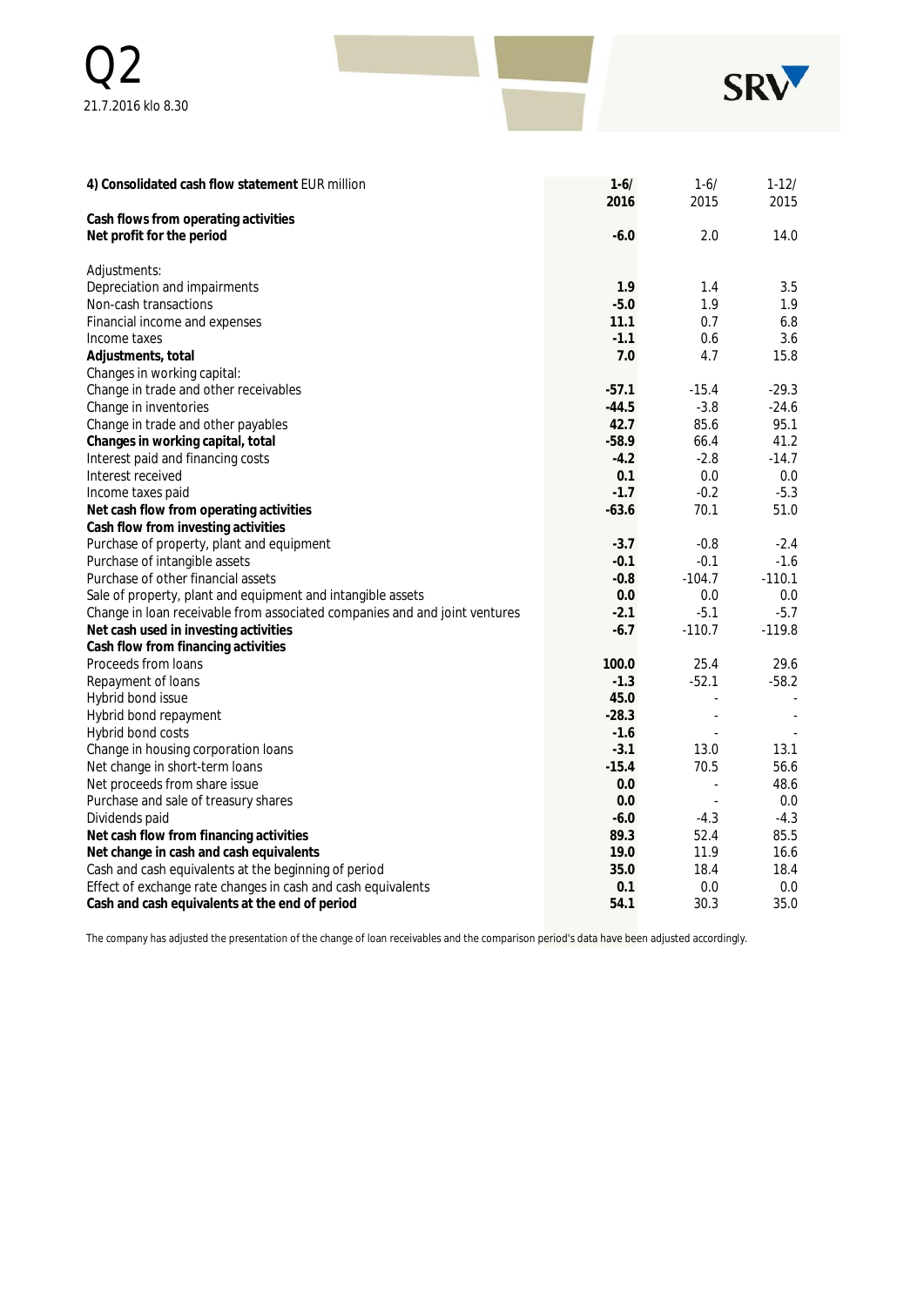| **4) Consolidated cash flow statement** EUR million | **1-6/ 2016** | 1-6/ 2015 | 1-12/ 2015 |
|---|---|---|---|
| **Cash flows from operating activities** | | | |
| **Net profit for the period** | **-6.0** | 2.0 | 14.0 |
| | | | |
| Adjustments: | | | |
| Depreciation and impairments | **1.9** | 1.4 | 3.5 |
| Non-cash transactions | **-5.0** | 1.9 | 1.9 |
| Financial income and expenses | **11.1** | 0.7 | 6.8 |
| Income taxes | **-1.1** | 0.6 | 3.6 |
| **Adjustments, total** | **7.0** | 4.7 | 15.8 |
| Changes in working capital: | | | |
| Change in trade and other receivables | **-57.1** | -15.4 | -29.3 |
| Change in inventories | **-44.5** | -3.8 | -24.6 |
| Change in trade and other payables | **42.7** | 85.6 | 95.1 |
| **Changes in working capital, total** | **-58.9** | 66.4 | 41.2 |
| Interest paid and financing costs | **-4.2** | -2.8 | -14.7 |
| Interest received | **0.1** | 0.0 | 0.0 |
| Income taxes paid | **-1.7** | -0.2 | -5.3 |
| **Net cash flow from operating activities** | **-63.6** | 70.1 | 51.0 |
| **Cash flow from investing activities** | | | |
| Purchase of property, plant and equipment | **-3.7** | -0.8 | -2.4 |
| Purchase of intangible assets | **-0.1** | -0.1 | -1.6 |
| Purchase of other financial assets | **-0.8** | -104.7 | -110.1 |
| Sale of property, plant and equipment and intangible assets | **0.0** | 0.0 | 0.0 |
| Change in loan receivable from associated companies and and joint ventures | **-2.1** | -5.1 | -5.7 |
| **Net cash used in investing activities** | **-6.7** | -110.7 | -119.8 |
| **Cash flow from financing activities** | | | |
| Proceeds from loans | **100.0** | 25.4 | 29.6 |
| Repayment of loans | **-1.3** | -52.1 | -58.2 |
| Hybrid bond issue | **45.0** | - | - |
| Hybrid bond repayment | **-28.3** | - | - |
| Hybrid bond costs | **-1.6** | - | - |
| Change in housing corporation loans | **-3.1** | 13.0 | 13.1 |
| Net change in short-term loans | **-15.4** | 70.5 | 56.6 |
| Net proceeds from share issue | **0.0** | - | 48.6 |
| Purchase and sale of treasury shares | **0.0** | - | 0.0 |
| Dividends paid | **-6.0** | -4.3 | -4.3 |
| **Net cash flow from financing activities** | **89.3** | 52.4 | 85.5 |
| **Net change in cash and cash equivalents** | **19.0** | 11.9 | 16.6 |
| Cash and cash equivalents at the beginning of period | **35.0** | 18.4 | 18.4 |
| Effect of exchange rate changes in cash and cash equivalents | **0.1** | 0.0 | 0.0 |
| **Cash and cash equivalents at the end of period** | **54.1** | 30.3 | 35.0 |

The company has adjusted the presentation of the change of loan receivables and the comparison period's data have been adjusted accordingly.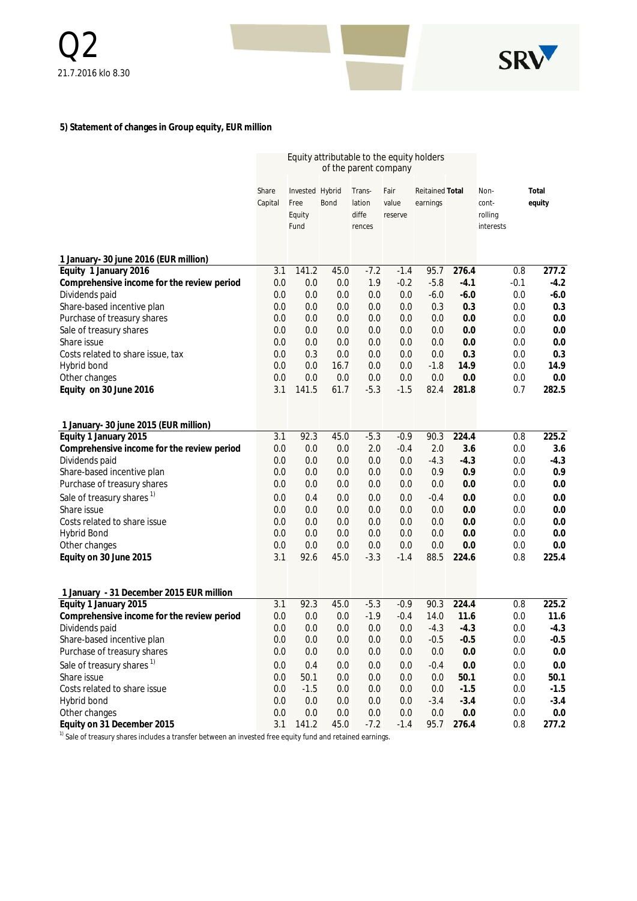### 5) Statement of changes in Group equity, EUR million

| | Equity attributable to the equity holders of the parent company | | | | | | | | |
|---|---|---|---|---|---|---|---|---|---|
| | Share Capital | Invested Free Equity Fund | Hybrid Bond | Translation differences | Fair value reserve | Reitained earnings | **Total** | Non-controlling interests | **Total equity** |
| **1 January- 30 june 2016 (EUR million)** | | | | | | | | | |
| **Equity 1 January 2016** | 3.1 | 141.2 | 45.0 | -7.2 | -1.4 | 95.7 | **276.4** | 0.8 | **277.2** |
| **Comprehensive income for the review period** | 0.0 | 0.0 | 0.0 | 1.9 | -0.2 | -5.8 | **-4.1** | -0.1 | **-4.2** |
| Dividends paid | 0.0 | 0.0 | 0.0 | 0.0 | 0.0 | -6.0 | **-6.0** | 0.0 | **-6.0** |
| Share-based incentive plan | 0.0 | 0.0 | 0.0 | 0.0 | 0.0 | 0.3 | **0.3** | 0.0 | **0.3** |
| Purchase of treasury shares | 0.0 | 0.0 | 0.0 | 0.0 | 0.0 | 0.0 | **0.0** | 0.0 | **0.0** |
| Sale of treasury shares | 0.0 | 0.0 | 0.0 | 0.0 | 0.0 | 0.0 | **0.0** | 0.0 | **0.0** |
| Share issue | 0.0 | 0.0 | 0.0 | 0.0 | 0.0 | 0.0 | **0.0** | 0.0 | **0.0** |
| Costs related to share issue, tax | 0.0 | 0.3 | 0.0 | 0.0 | 0.0 | 0.0 | **0.3** | 0.0 | **0.3** |
| Hybrid bond | 0.0 | 0.0 | 16.7 | 0.0 | 0.0 | -1.8 | **14.9** | 0.0 | **14.9** |
| Other changes | 0.0 | 0.0 | 0.0 | 0.0 | 0.0 | 0.0 | **0.0** | 0.0 | **0.0** |
| **Equity on 30 June 2016** | 3.1 | 141.5 | 61.7 | -5.3 | -1.5 | 82.4 | **281.8** | 0.7 | **282.5** |
| **1 January- 30 june 2015 (EUR million)** | | | | | | | | | |
| **Equity 1 January 2015** | 3.1 | 92.3 | 45.0 | -5.3 | -0.9 | 90.3 | **224.4** | 0.8 | **225.2** |
| **Comprehensive income for the review period** | 0.0 | 0.0 | 0.0 | 2.0 | -0.4 | 2.0 | **3.6** | 0.0 | **3.6** |
| Dividends paid | 0.0 | 0.0 | 0.0 | 0.0 | 0.0 | -4.3 | **-4.3** | 0.0 | **-4.3** |
| Share-based incentive plan | 0.0 | 0.0 | 0.0 | 0.0 | 0.0 | 0.9 | **0.9** | 0.0 | **0.9** |
| Purchase of treasury shares | 0.0 | 0.0 | 0.0 | 0.0 | 0.0 | 0.0 | **0.0** | 0.0 | **0.0** |
| Sale of treasury shares [1)] | 0.0 | 0.4 | 0.0 | 0.0 | 0.0 | -0.4 | **0.0** | 0.0 | **0.0** |
| Share issue | 0.0 | 0.0 | 0.0 | 0.0 | 0.0 | 0.0 | **0.0** | 0.0 | **0.0** |
| Costs related to share issue | 0.0 | 0.0 | 0.0 | 0.0 | 0.0 | 0.0 | **0.0** | 0.0 | **0.0** |
| Hybrid Bond | 0.0 | 0.0 | 0.0 | 0.0 | 0.0 | 0.0 | **0.0** | 0.0 | **0.0** |
| Other changes | 0.0 | 0.0 | 0.0 | 0.0 | 0.0 | 0.0 | **0.0** | 0.0 | **0.0** |
| **Equity on 30 June 2015** | 3.1 | 92.6 | 45.0 | -3.3 | -1.4 | 88.5 | **224.6** | 0.8 | **225.4** |
| **1 January - 31 December 2015 EUR million** | | | | | | | | | |
| **Equity 1 January 2015** | 3.1 | 92.3 | 45.0 | -5.3 | -0.9 | 90.3 | **224.4** | 0.8 | **225.2** |
| **Comprehensive income for the review period** | 0.0 | 0.0 | 0.0 | -1.9 | -0.4 | 14.0 | **11.6** | 0.0 | **11.6** |
| Dividends paid | 0.0 | 0.0 | 0.0 | 0.0 | 0.0 | -4.3 | **-4.3** | 0.0 | **-4.3** |
| Share-based incentive plan | 0.0 | 0.0 | 0.0 | 0.0 | 0.0 | -0.5 | **-0.5** | 0.0 | **-0.5** |
| Purchase of treasury shares | 0.0 | 0.0 | 0.0 | 0.0 | 0.0 | 0.0 | **0.0** | 0.0 | **0.0** |
| Sale of treasury shares [1)] | 0.0 | 0.4 | 0.0 | 0.0 | 0.0 | -0.4 | **0.0** | 0.0 | **0.0** |
| Share issue | 0.0 | 50.1 | 0.0 | 0.0 | 0.0 | 0.0 | **50.1** | 0.0 | **50.1** |
| Costs related to share issue | 0.0 | -1.5 | 0.0 | 0.0 | 0.0 | 0.0 | **-1.5** | 0.0 | **-1.5** |
| Hybrid bond | 0.0 | 0.0 | 0.0 | 0.0 | 0.0 | -3.4 | **-3.4** | 0.0 | **-3.4** |
| Other changes | 0.0 | 0.0 | 0.0 | 0.0 | 0.0 | 0.0 | **0.0** | 0.0 | **0.0** |
| **Equity on 31 December 2015** | 3.1 | 141.2 | 45.0 | -7.2 | -1.4 | 95.7 | **276.4** | 0.8 | **277.2** |

[1)] Sale of treasury shares includes a transfer between an invested free equity fund and retained earnings.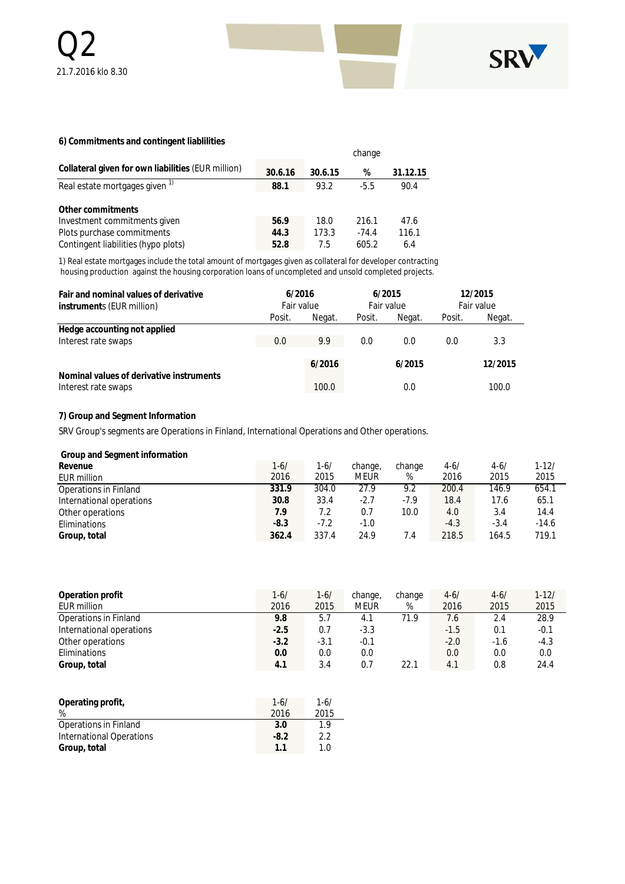### 6) Commitments and contingent liablilities

| Collateral given for own liabilities (EUR million) | 30.6.16 | 30.6.15 | change % | 31.12.15 |
|---|---|---|---|---|
| Real estate mortgages given [1] | **88.1** | 93.2 | -5.5 | 90.4 |
| | | | | |
| **Other commitments** | | | | |
| Investment commitments given | **56.9** | 18.0 | 216.1 | 47.6 |
| Plots purchase commitments | **44.3** | 173.3 | -74.4 | 116.1 |
| Contingent liabilities (hypo plots) | **52.8** | 7.5 | 605.2 | 6.4 |

1) Real estate mortgages include the total amount of mortgages given as collateral for developer contracting housing production against the housing corporation loans of uncompleted and unsold completed projects.

| Fair and nominal values of derivative instruments (EUR million) | 6/2016 Fair value | | 6/2015 Fair value | | 12/2015 Fair value | |
|---|---|---|---|---|---|---|
| | Posit. | Negat. | Posit. | Negat. | Posit. | Negat. |
| **Hedge accounting not applied** | | | | | | |
| Interest rate swaps | 0.0 | 9.9 | 0.0 | 0.0 | 0.0 | 3.3 |

| Nominal values of derivative instruments | 6/2016 | 6/2015 | 12/2015 |
|---|---|---|---|
| Interest rate swaps | 100.0 | 0.0 | 100.0 |

### 7) Group and Segment Information

SRV Group's segments are Operations in Finland, International Operations and Other operations.

**Group and Segment information**

| Revenue EUR million | 1-6/ 2016 | 1-6/ 2015 | change, MEUR | change % | 4-6/ 2016 | 4-6/ 2015 | 1-12/ 2015 |
|---|---|---|---|---|---|---|---|
| Operations in Finland | **331.9** | 304.0 | 27.9 | 9.2 | 200.4 | 146.9 | 654.1 |
| International operations | **30.8** | 33.4 | -2.7 | -7.9 | 18.4 | 17.6 | 65.1 |
| Other operations | **7.9** | 7.2 | 0.7 | 10.0 | 4.0 | 3.4 | 14.4 |
| Eliminations | **-8.3** | -7.2 | -1.0 | | -4.3 | -3.4 | -14.6 |
| **Group, total** | **362.4** | 337.4 | 24.9 | 7.4 | 218.5 | 164.5 | 719.1 |

| Operation profit EUR million | 1-6/ 2016 | 1-6/ 2015 | change, MEUR | change % | 4-6/ 2016 | 4-6/ 2015 | 1-12/ 2015 |
|---|---|---|---|---|---|---|---|
| Operations in Finland | **9.8** | 5.7 | 4.1 | 71.9 | 7.6 | 2.4 | 28.9 |
| International operations | **-2.5** | 0.7 | -3.3 | | -1.5 | 0.1 | -0.1 |
| Other operations | **-3.2** | -3.1 | -0.1 | | -2.0 | -1.6 | -4.3 |
| Eliminations | **0.0** | 0.0 | 0.0 | | 0.0 | 0.0 | 0.0 |
| **Group, total** | **4.1** | 3.4 | 0.7 | 22.1 | 4.1 | 0.8 | 24.4 |

| Operating profit, % | 1-6/ 2016 | 1-6/ 2015 |
|---|---|---|
| Operations in Finland | **3.0** | 1.9 |
| International Operations | **-8.2** | 2.2 |
| **Group, total** | **1.1** | 1.0 |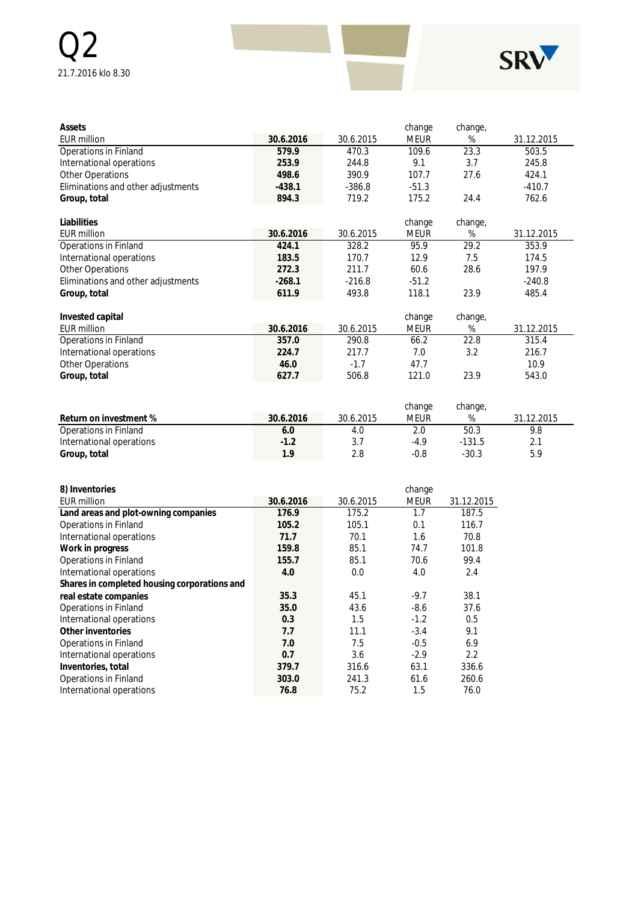| Assets EUR million | 30.6.2016 | 30.6.2015 | change MEUR | change, % | 31.12.2015 |
|---|---|---|---|---|---|
| Operations in Finland | **579.9** | 470.3 | 109.6 | 23.3 | 503.5 |
| International operations | **253.9** | 244.8 | 9.1 | 3.7 | 245.8 |
| Other Operations | **498.6** | 390.9 | 107.7 | 27.6 | 424.1 |
| Eliminations and other adjustments | **-438.1** | -386.8 | -51.3 | | -410.7 |
| **Group, total** | **894.3** | 719.2 | 175.2 | 24.4 | 762.6 |

| Liabilities EUR million | 30.6.2016 | 30.6.2015 | change MEUR | change, % | 31.12.2015 |
|---|---|---|---|---|---|
| Operations in Finland | **424.1** | 328.2 | 95.9 | 29.2 | 353.9 |
| International operations | **183.5** | 170.7 | 12.9 | 7.5 | 174.5 |
| Other Operations | **272.3** | 211.7 | 60.6 | 28.6 | 197.9 |
| Eliminations and other adjustments | **-268.1** | -216.8 | -51.2 | | -240.8 |
| **Group, total** | **611.9** | 493.8 | 118.1 | 23.9 | 485.4 |

| Invested capital EUR million | 30.6.2016 | 30.6.2015 | change MEUR | change, % | 31.12.2015 |
|---|---|---|---|---|---|
| Operations in Finland | **357.0** | 290.8 | 66.2 | 22.8 | 315.4 |
| International operations | **224.7** | 217.7 | 7.0 | 3.2 | 216.7 |
| Other Operations | **46.0** | -1.7 | 47.7 | | 10.9 |
| **Group, total** | **627.7** | 506.8 | 121.0 | 23.9 | 543.0 |

| Return on investment % | 30.6.2016 | 30.6.2015 | change MEUR | change, % | 31.12.2015 |
|---|---|---|---|---|---|
| Operations in Finland | **6.0** | 4.0 | 2.0 | 50.3 | 9.8 |
| International operations | **-1.2** | 3.7 | -4.9 | -131.5 | 2.1 |
| **Group, total** | **1.9** | 2.8 | -0.8 | -30.3 | 5.9 |

| 8) Inventories EUR million | 30.6.2016 | 30.6.2015 | change MEUR | 31.12.2015 |
|---|---|---|---|---|
| **Land areas and plot-owning companies** | **176.9** | 175.2 | 1.7 | 187.5 |
| Operations in Finland | **105.2** | 105.1 | 0.1 | 116.7 |
| International operations | **71.7** | 70.1 | 1.6 | 70.8 |
| **Work in progress** | **159.8** | 85.1 | 74.7 | 101.8 |
| Operations in Finland | **155.7** | 85.1 | 70.6 | 99.4 |
| International operations | **4.0** | 0.0 | 4.0 | 2.4 |
| **Shares in completed housing corporations and real estate companies** | **35.3** | 45.1 | -9.7 | 38.1 |
| Operations in Finland | **35.0** | 43.6 | -8.6 | 37.6 |
| International operations | **0.3** | 1.5 | -1.2 | 0.5 |
| **Other inventories** | **7.7** | 11.1 | -3.4 | 9.1 |
| Operations in Finland | **7.0** | 7.5 | -0.5 | 6.9 |
| International operations | **0.7** | 3.6 | -2.9 | 2.2 |
| **Inventories, total** | **379.7** | 316.6 | 63.1 | 336.6 |
| Operations in Finland | **303.0** | 241.3 | 61.6 | 260.6 |
| International operations | **76.8** | 75.2 | 1.5 | 76.0 |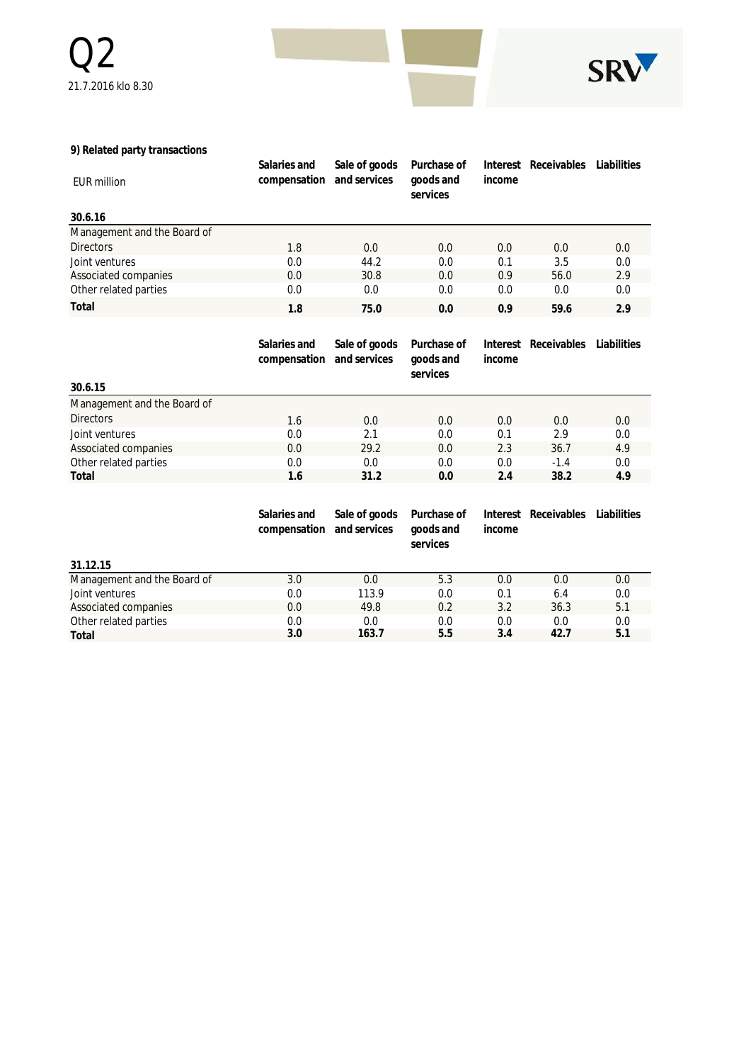### 9) Related party transactions

| EUR million | Salaries and compensation | Sale of goods and services | Purchase of goods and services | Interest income | Receivables | Liabilities |
|---|---|---|---|---|---|---|
| **30.6.16** | | | | | | |
| Management and the Board of Directors | 1.8 | 0.0 | 0.0 | 0.0 | 0.0 | 0.0 |
| Joint ventures | 0.0 | 44.2 | 0.0 | 0.1 | 3.5 | 0.0 |
| Associated companies | 0.0 | 30.8 | 0.0 | 0.9 | 56.0 | 2.9 |
| Other related parties | 0.0 | 0.0 | 0.0 | 0.0 | 0.0 | 0.0 |
| **Total** | **1.8** | **75.0** | **0.0** | **0.9** | **59.6** | **2.9** |

| | Salaries and compensation | Sale of goods and services | Purchase of goods and services | Interest income | Receivables | Liabilities |
|---|---|---|---|---|---|---|
| **30.6.15** | | | | | | |
| Management and the Board of Directors | 1.6 | 0.0 | 0.0 | 0.0 | 0.0 | 0.0 |
| Joint ventures | 0.0 | 2.1 | 0.0 | 0.1 | 2.9 | 0.0 |
| Associated companies | 0.0 | 29.2 | 0.0 | 2.3 | 36.7 | 4.9 |
| Other related parties | 0.0 | 0.0 | 0.0 | 0.0 | -1.4 | 0.0 |
| **Total** | **1.6** | **31.2** | **0.0** | **2.4** | **38.2** | **4.9** |

| | Salaries and compensation | Sale of goods and services | Purchase of goods and services | Interest income | Receivables | Liabilities |
|---|---|---|---|---|---|---|
| **31.12.15** | | | | | | |
| Management and the Board of | 3.0 | 0.0 | 5.3 | 0.0 | 0.0 | 0.0 |
| Joint ventures | 0.0 | 113.9 | 0.0 | 0.1 | 6.4 | 0.0 |
| Associated companies | 0.0 | 49.8 | 0.2 | 3.2 | 36.3 | 5.1 |
| Other related parties | 0.0 | 0.0 | 0.0 | 0.0 | 0.0 | 0.0 |
| **Total** | **3.0** | **163.7** | **5.5** | **3.4** | **42.7** | **5.1** |